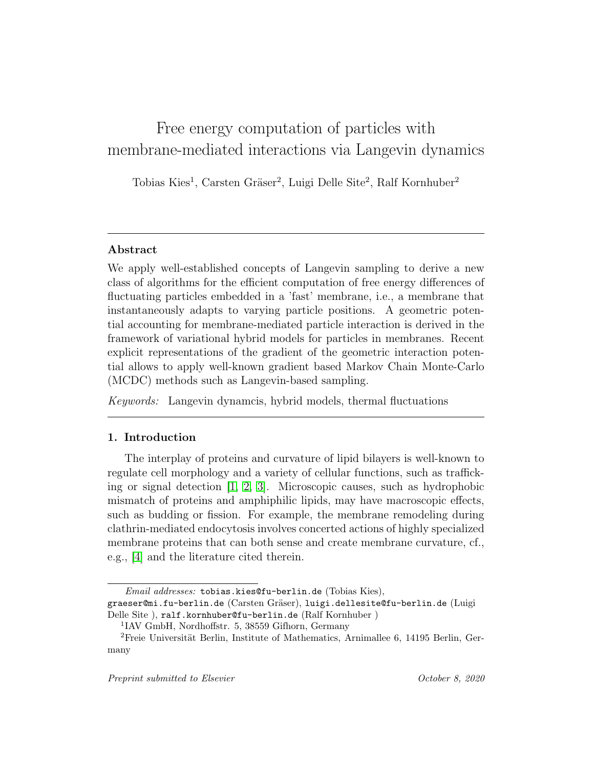# Free energy computation of particles with membrane-mediated interactions via Langevin dynamics

Tobias Kies[1], Carsten Gräser[2], Luigi Delle Site[2], Ralf Kornhuber[2]

---

## Abstract

We apply well-established concepts of Langevin sampling to derive a new class of algorithms for the efficient computation of free energy differences of fluctuating particles embedded in a 'fast' membrane, i.e., a membrane that instantaneously adapts to varying particle positions. A geometric potential accounting for membrane-mediated particle interaction is derived in the framework of variational hybrid models for particles in membranes. Recent explicit representations of the gradient of the geometric interaction potential allows to apply well-known gradient based Markov Chain Monte-Carlo (MCDC) methods such as Langevin-based sampling.

*Keywords:* Langevin dynamcis, hybrid models, thermal fluctuations

---

## 1. Introduction

The interplay of proteins and curvature of lipid bilayers is well-known to regulate cell morphology and a variety of cellular functions, such as trafficking or signal detection [1, 2, 3]. Microscopic causes, such as hydrophobic mismatch of proteins and amphiphilic lipids, may have macroscopic effects, such as budding or fission. For example, the membrane remodeling during clathrin-mediated endocytosis involves concerted actions of highly specialized membrane proteins that can both sense and create membrane curvature, cf., e.g., [4] and the literature cited therein.

*Email addresses:* `tobias.kies@fu-berlin.de` (Tobias Kies), `graeser@mi.fu-berlin.de` (Carsten Gräser), `luigi.dellesite@fu-berlin.de` (Luigi Delle Site ), `ralf.kornhuber@fu-berlin.de` (Ralf Kornhuber )

[1]IAV GmbH, Nordhoffstr. 5, 38559 Gifhorn, Germany

[2]Freie Universität Berlin, Institute of Mathematics, Arnimallee 6, 14195 Berlin, Germany

*Preprint submitted to Elsevier* *October 8, 2020*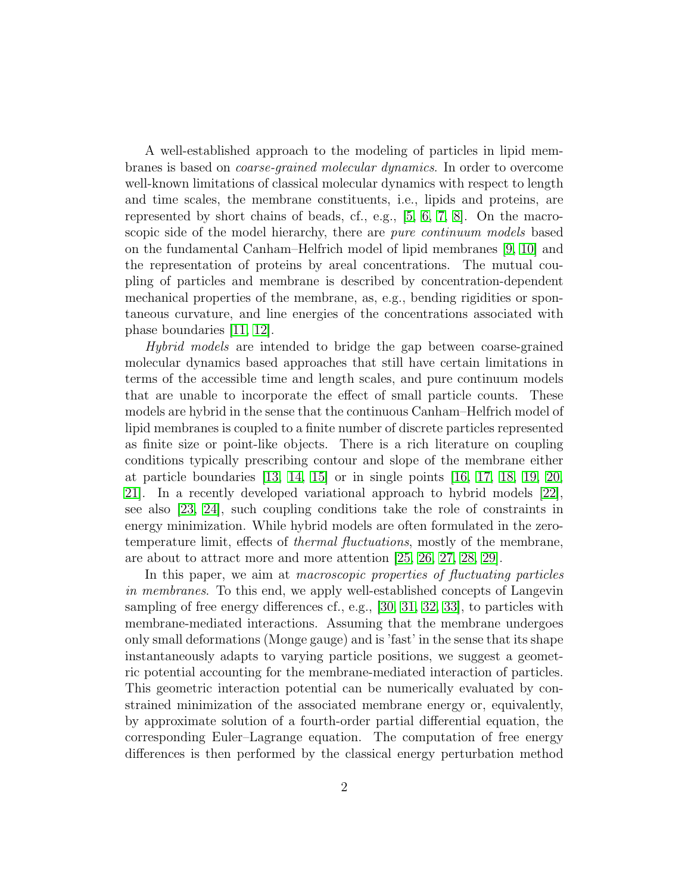A well-established approach to the modeling of particles in lipid membranes is based on *coarse-grained molecular dynamics*. In order to overcome well-known limitations of classical molecular dynamics with respect to length and time scales, the membrane constituents, i.e., lipids and proteins, are represented by short chains of beads, cf., e.g., [5, 6, 7, 8]. On the macroscopic side of the model hierarchy, there are *pure continuum models* based on the fundamental Canham–Helfrich model of lipid membranes [9, 10] and the representation of proteins by areal concentrations. The mutual coupling of particles and membrane is described by concentration-dependent mechanical properties of the membrane, as, e.g., bending rigidities or spontaneous curvature, and line energies of the concentrations associated with phase boundaries [11, 12].

*Hybrid models* are intended to bridge the gap between coarse-grained molecular dynamics based approaches that still have certain limitations in terms of the accessible time and length scales, and pure continuum models that are unable to incorporate the effect of small particle counts. These models are hybrid in the sense that the continuous Canham–Helfrich model of lipid membranes is coupled to a finite number of discrete particles represented as finite size or point-like objects. There is a rich literature on coupling conditions typically prescribing contour and slope of the membrane either at particle boundaries [13, 14, 15] or in single points [16, 17, 18, 19, 20, 21]. In a recently developed variational approach to hybrid models [22], see also [23, 24], such coupling conditions take the role of constraints in energy minimization. While hybrid models are often formulated in the zero-temperature limit, effects of *thermal fluctuations*, mostly of the membrane, are about to attract more and more attention [25, 26, 27, 28, 29].

In this paper, we aim at *macroscopic properties of fluctuating particles in membranes*. To this end, we apply well-established concepts of Langevin sampling of free energy differences cf., e.g., [30, 31, 32, 33], to particles with membrane-mediated interactions. Assuming that the membrane undergoes only small deformations (Monge gauge) and is 'fast' in the sense that its shape instantaneously adapts to varying particle positions, we suggest a geometric potential accounting for the membrane-mediated interaction of particles. This geometric interaction potential can be numerically evaluated by constrained minimization of the associated membrane energy or, equivalently, by approximate solution of a fourth-order partial differential equation, the corresponding Euler–Lagrange equation. The computation of free energy differences is then performed by the classical energy perturbation method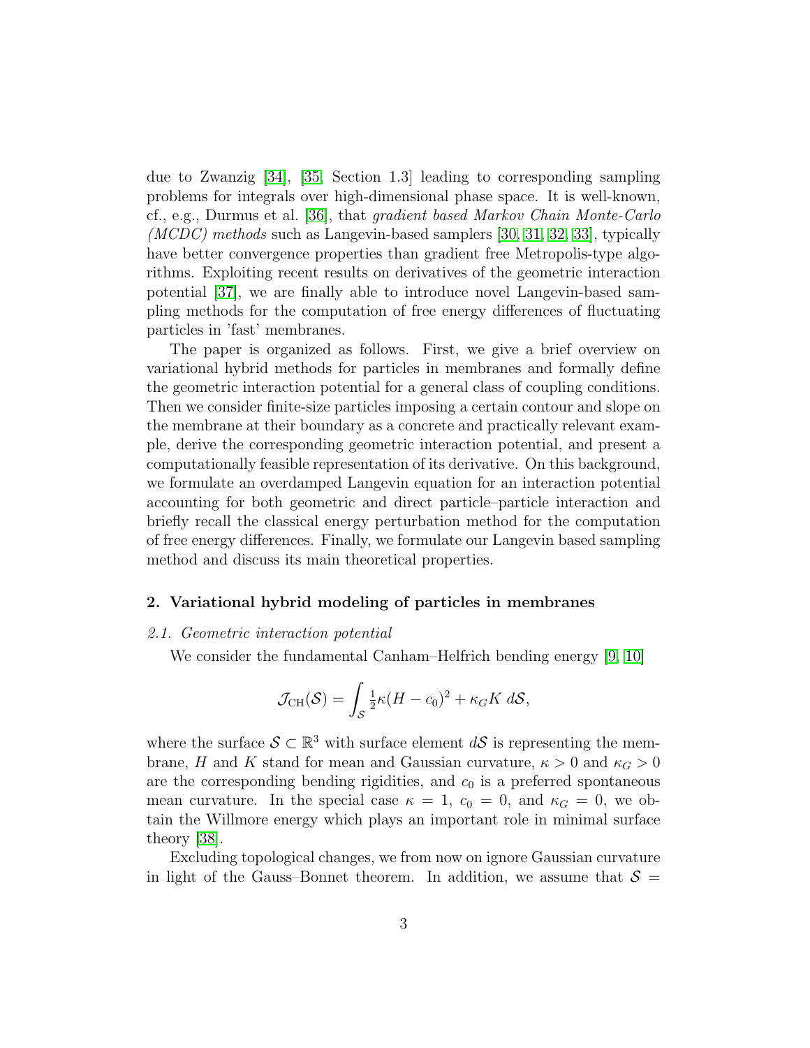due to Zwanzig [34], [35, Section 1.3] leading to corresponding sampling problems for integrals over high-dimensional phase space. It is well-known, cf., e.g., Durmus et al. [36], that *gradient based Markov Chain Monte-Carlo (MCDC) methods* such as Langevin-based samplers [30, 31, 32, 33], typically have better convergence properties than gradient free Metropolis-type algorithms. Exploiting recent results on derivatives of the geometric interaction potential [37], we are finally able to introduce novel Langevin-based sampling methods for the computation of free energy differences of fluctuating particles in 'fast' membranes.

The paper is organized as follows. First, we give a brief overview on variational hybrid methods for particles in membranes and formally define the geometric interaction potential for a general class of coupling conditions. Then we consider finite-size particles imposing a certain contour and slope on the membrane at their boundary as a concrete and practically relevant example, derive the corresponding geometric interaction potential, and present a computationally feasible representation of its derivative. On this background, we formulate an overdamped Langevin equation for an interaction potential accounting for both geometric and direct particle–particle interaction and briefly recall the classical energy perturbation method for the computation of free energy differences. Finally, we formulate our Langevin based sampling method and discuss its main theoretical properties.

## 2. Variational hybrid modeling of particles in membranes

### *2.1. Geometric interaction potential*

We consider the fundamental Canham–Helfrich bending energy [9, 10]

$$\mathcal{J}_{\mathrm{CH}}(\mathcal{S}) = \int_{\mathcal{S}} \tfrac{1}{2}\kappa(H - c_0)^2 + \kappa_G K \; d\mathcal{S},$$

where the surface $\mathcal{S} \subset \mathbb{R}^3$ with surface element $d\mathcal{S}$ is representing the membrane, $H$ and $K$ stand for mean and Gaussian curvature, $\kappa > 0$ and $\kappa_G > 0$ are the corresponding bending rigidities, and $c_0$ is a preferred spontaneous mean curvature. In the special case $\kappa = 1$, $c_0 = 0$, and $\kappa_G = 0$, we obtain the Willmore energy which plays an important role in minimal surface theory [38].

Excluding topological changes, we from now on ignore Gaussian curvature in light of the Gauss–Bonnet theorem. In addition, we assume that $\mathcal{S} =$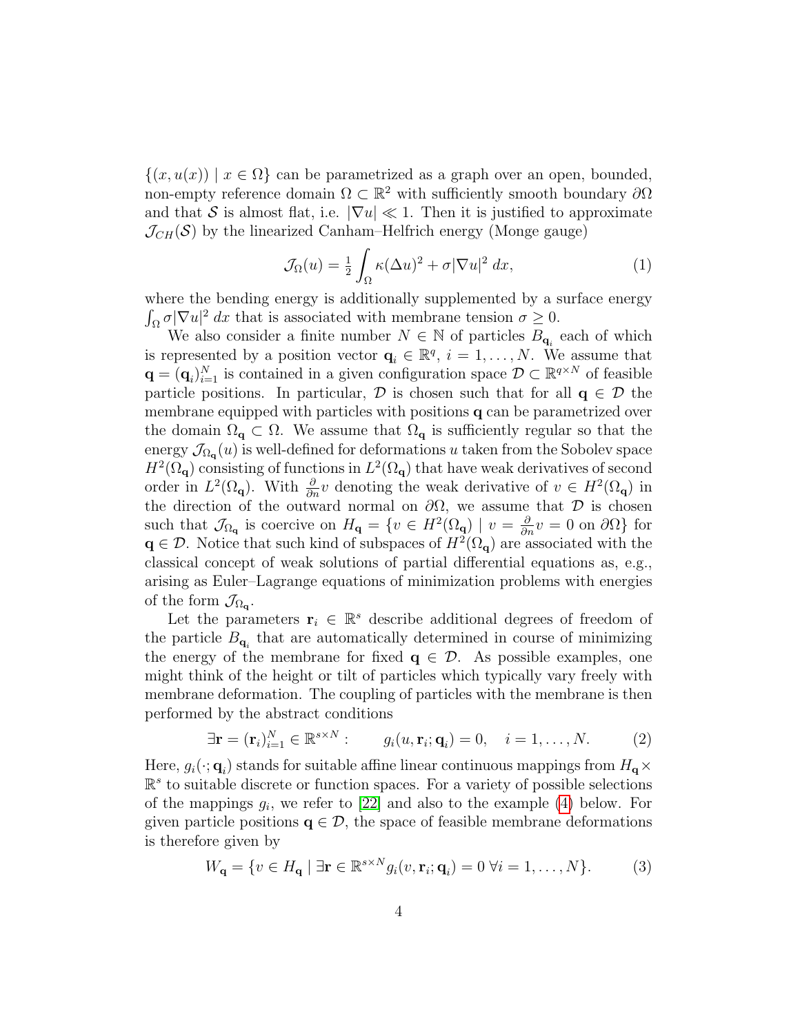$\{(x, u(x)) \mid x \in \Omega\}$ can be parametrized as a graph over an open, bounded, non-empty reference domain $\Omega \subset \mathbb{R}^2$ with sufficiently smooth boundary $\partial\Omega$ and that $\mathcal{S}$ is almost flat, i.e. $|\nabla u| \ll 1$. Then it is justified to approximate $\mathcal{J}_{CH}(\mathcal{S})$ by the linearized Canham–Helfrich energy (Monge gauge)

$$\mathcal{J}_\Omega(u) = \tfrac{1}{2} \int_\Omega \kappa(\Delta u)^2 + \sigma|\nabla u|^2 \, dx, \tag{1}$$

where the bending energy is additionally supplemented by a surface energy $\int_\Omega \sigma|\nabla u|^2 \, dx$ that is associated with membrane tension $\sigma \geq 0$.

We also consider a finite number $N \in \mathbb{N}$ of particles $B_{\mathbf{q}_i}$ each of which is represented by a position vector $\mathbf{q}_i \in \mathbb{R}^q$, $i = 1, \ldots, N$. We assume that $\mathbf{q} = (\mathbf{q}_i)_{i=1}^N$ is contained in a given configuration space $\mathcal{D} \subset \mathbb{R}^{q\times N}$ of feasible particle positions. In particular, $\mathcal{D}$ is chosen such that for all $\mathbf{q} \in \mathcal{D}$ the membrane equipped with particles with positions $\mathbf{q}$ can be parametrized over the domain $\Omega_\mathbf{q} \subset \Omega$. We assume that $\Omega_\mathbf{q}$ is sufficiently regular so that the energy $\mathcal{J}_{\Omega_\mathbf{q}}(u)$ is well-defined for deformations $u$ taken from the Sobolev space $H^2(\Omega_\mathbf{q})$ consisting of functions in $L^2(\Omega_\mathbf{q})$ that have weak derivatives of second order in $L^2(\Omega_\mathbf{q})$. With $\frac{\partial}{\partial n} v$ denoting the weak derivative of $v \in H^2(\Omega_\mathbf{q})$ in the direction of the outward normal on $\partial\Omega$, we assume that $\mathcal{D}$ is chosen such that $\mathcal{J}_{\Omega_\mathbf{q}}$ is coercive on $H_\mathbf{q} = \{v \in H^2(\Omega_\mathbf{q}) \mid v = \frac{\partial}{\partial n} v = 0 \text{ on } \partial\Omega\}$ for $\mathbf{q} \in \mathcal{D}$. Notice that such kind of subspaces of $H^2(\Omega_\mathbf{q})$ are associated with the classical concept of weak solutions of partial differential equations as, e.g., arising as Euler–Lagrange equations of minimization problems with energies of the form $\mathcal{J}_{\Omega_\mathbf{q}}$.

Let the parameters $\mathbf{r}_i \in \mathbb{R}^s$ describe additional degrees of freedom of the particle $B_{\mathbf{q}_i}$ that are automatically determined in course of minimizing the energy of the membrane for fixed $\mathbf{q} \in \mathcal{D}$. As possible examples, one might think of the height or tilt of particles which typically vary freely with membrane deformation. The coupling of particles with the membrane is then performed by the abstract conditions

$$\exists \mathbf{r} = (\mathbf{r}_i)_{i=1}^N \in \mathbb{R}^{s\times N}: \qquad g_i(u, \mathbf{r}_i; \mathbf{q}_i) = 0, \quad i = 1, \ldots, N. \tag{2}$$

Here, $g_i(\cdot; \mathbf{q}_i)$ stands for suitable affine linear continuous mappings from $H_\mathbf{q} \times \mathbb{R}^s$ to suitable discrete or function spaces. For a variety of possible selections of the mappings $g_i$, we refer to [22] and also to the example (4) below. For given particle positions $\mathbf{q} \in \mathcal{D}$, the space of feasible membrane deformations is therefore given by

$$W_\mathbf{q} = \{v \in H_\mathbf{q} \mid \exists \mathbf{r} \in \mathbb{R}^{s\times N} g_i(v, \mathbf{r}_i; \mathbf{q}_i) = 0 \;\forall i = 1, \ldots, N\}. \tag{3}$$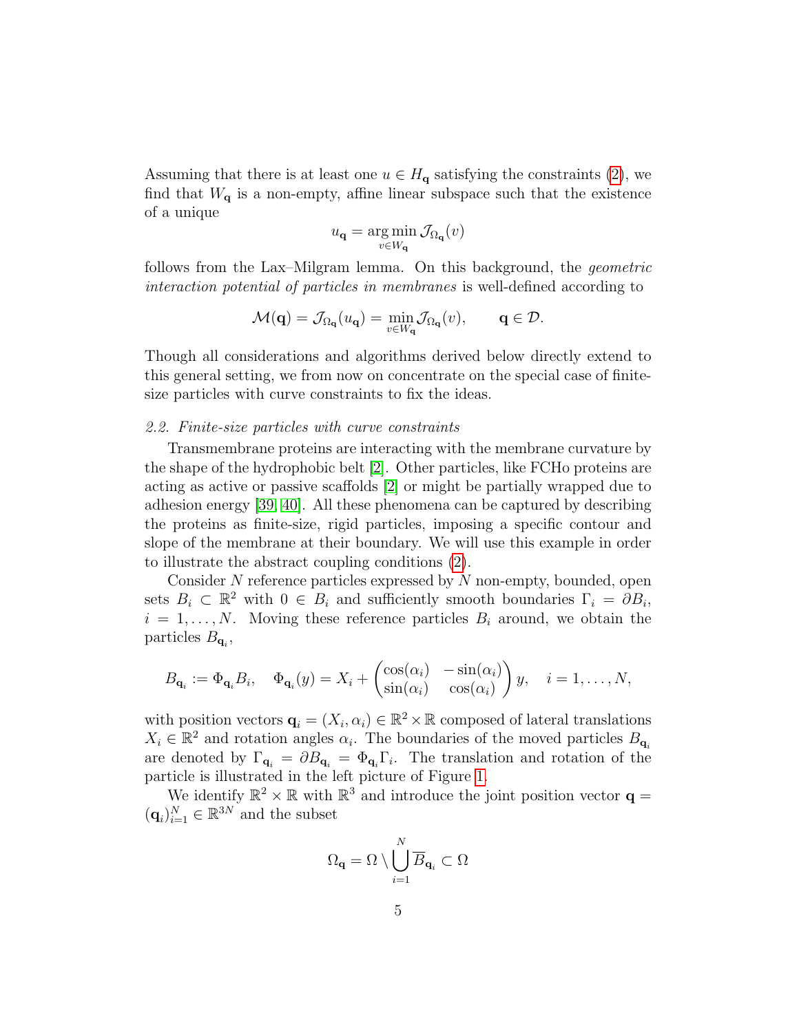Assuming that there is at least one $u \in H_{\mathbf{q}}$ satisfying the constraints (2), we find that $W_{\mathbf{q}}$ is a non-empty, affine linear subspace such that the existence of a unique

$$u_{\mathbf{q}} = \underset{v \in W_{\mathbf{q}}}{\arg\min}\, \mathcal{J}_{\Omega_{\mathbf{q}}}(v)$$

follows from the Lax–Milgram lemma. On this background, the *geometric interaction potential of particles in membranes* is well-defined according to

$$\mathcal{M}(\mathbf{q}) = \mathcal{J}_{\Omega_{\mathbf{q}}}(u_{\mathbf{q}}) = \min_{v \in W_{\mathbf{q}}} \mathcal{J}_{\Omega_{\mathbf{q}}}(v), \qquad \mathbf{q} \in \mathcal{D}.$$

Though all considerations and algorithms derived below directly extend to this general setting, we from now on concentrate on the special case of finite-size particles with curve constraints to fix the ideas.

### 2.2. Finite-size particles with curve constraints

Transmembrane proteins are interacting with the membrane curvature by the shape of the hydrophobic belt [2]. Other particles, like FCHo proteins are acting as active or passive scaffolds [2] or might be partially wrapped due to adhesion energy [39, 40]. All these phenomena can be captured by describing the proteins as finite-size, rigid particles, imposing a specific contour and slope of the membrane at their boundary. We will use this example in order to illustrate the abstract coupling conditions (2).

Consider $N$ reference particles expressed by $N$ non-empty, bounded, open sets $B_i \subset \mathbb{R}^2$ with $0 \in B_i$ and sufficiently smooth boundaries $\Gamma_i = \partial B_i$, $i = 1, \ldots, N$. Moving these reference particles $B_i$ around, we obtain the particles $B_{\mathbf{q}_i}$,

$$B_{\mathbf{q}_i} := \Phi_{\mathbf{q}_i} B_i, \quad \Phi_{\mathbf{q}_i}(y) = X_i + \begin{pmatrix} \cos(\alpha_i) & -\sin(\alpha_i) \\ \sin(\alpha_i) & \cos(\alpha_i) \end{pmatrix} y, \quad i = 1, \ldots, N,$$

with position vectors $\mathbf{q}_i = (X_i, \alpha_i) \in \mathbb{R}^2 \times \mathbb{R}$ composed of lateral translations $X_i \in \mathbb{R}^2$ and rotation angles $\alpha_i$. The boundaries of the moved particles $B_{\mathbf{q}_i}$ are denoted by $\Gamma_{\mathbf{q}_i} = \partial B_{\mathbf{q}_i} = \Phi_{\mathbf{q}_i} \Gamma_i$. The translation and rotation of the particle is illustrated in the left picture of Figure 1.

We identify $\mathbb{R}^2 \times \mathbb{R}$ with $\mathbb{R}^3$ and introduce the joint position vector $\mathbf{q} = (\mathbf{q}_i)_{i=1}^N \in \mathbb{R}^{3N}$ and the subset

$$\Omega_{\mathbf{q}} = \Omega \setminus \bigcup_{i=1}^{N} \overline{B}_{\mathbf{q}_i} \subset \Omega$$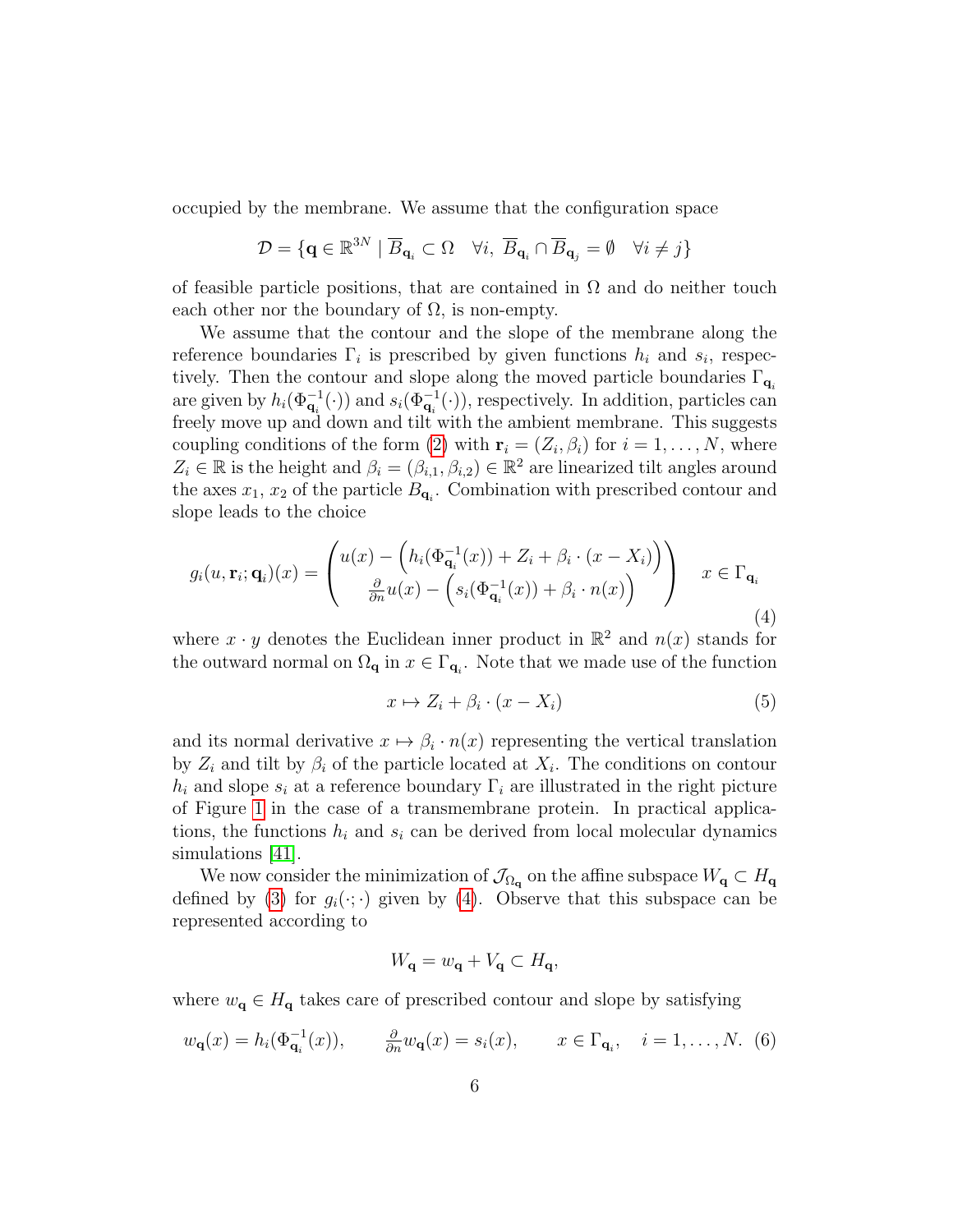occupied by the membrane. We assume that the configuration space

$$\mathcal{D} = \{\mathbf{q} \in \mathbb{R}^{3N} \mid \overline{B}_{\mathbf{q}_i} \subset \Omega \quad \forall i,\ \overline{B}_{\mathbf{q}_i} \cap \overline{B}_{\mathbf{q}_j} = \emptyset \quad \forall i \neq j\}$$

of feasible particle positions, that are contained in $\Omega$ and do neither touch each other nor the boundary of $\Omega$, is non-empty.

We assume that the contour and the slope of the membrane along the reference boundaries $\Gamma_i$ is prescribed by given functions $h_i$ and $s_i$, respectively. Then the contour and slope along the moved particle boundaries $\Gamma_{\mathbf{q}_i}$ are given by $h_i(\Phi_{\mathbf{q}_i}^{-1}(\cdot))$ and $s_i(\Phi_{\mathbf{q}_i}^{-1}(\cdot))$, respectively. In addition, particles can freely move up and down and tilt with the ambient membrane. This suggests coupling conditions of the form (2) with $\mathbf{r}_i = (Z_i, \beta_i)$ for $i = 1, \dots, N$, where $Z_i \in \mathbb{R}$ is the height and $\beta_i = (\beta_{i,1}, \beta_{i,2}) \in \mathbb{R}^2$ are linearized tilt angles around the axes $x_1$, $x_2$ of the particle $B_{\mathbf{q}_i}$. Combination with prescribed contour and slope leads to the choice

$$g_i(u, \mathbf{r}_i; \mathbf{q}_i)(x) = \begin{pmatrix} u(x) - \Big(h_i(\Phi_{\mathbf{q}_i}^{-1}(x)) + Z_i + \beta_i \cdot (x - X_i)\Big) \\ \frac{\partial}{\partial n} u(x) - \Big(s_i(\Phi_{\mathbf{q}_i}^{-1}(x)) + \beta_i \cdot n(x)\Big) \end{pmatrix} \quad x \in \Gamma_{\mathbf{q}_i} \tag{4}$$

where $x \cdot y$ denotes the Euclidean inner product in $\mathbb{R}^2$ and $n(x)$ stands for the outward normal on $\Omega_{\mathbf{q}}$ in $x \in \Gamma_{\mathbf{q}_i}$. Note that we made use of the function

$$x \mapsto Z_i + \beta_i \cdot (x - X_i) \tag{5}$$

and its normal derivative $x \mapsto \beta_i \cdot n(x)$ representing the vertical translation by $Z_i$ and tilt by $\beta_i$ of the particle located at $X_i$. The conditions on contour $h_i$ and slope $s_i$ at a reference boundary $\Gamma_i$ are illustrated in the right picture of Figure 1 in the case of a transmembrane protein. In practical applications, the functions $h_i$ and $s_i$ can be derived from local molecular dynamics simulations [41].

We now consider the minimization of $\mathcal{J}_{\Omega_{\mathbf{q}}}$ on the affine subspace $W_{\mathbf{q}} \subset H_{\mathbf{q}}$ defined by (3) for $g_i(\cdot;\cdot)$ given by (4). Observe that this subspace can be represented according to

$$W_{\mathbf{q}} = w_{\mathbf{q}} + V_{\mathbf{q}} \subset H_{\mathbf{q}},$$

where $w_{\mathbf{q}} \in H_{\mathbf{q}}$ takes care of prescribed contour and slope by satisfying

$$w_{\mathbf{q}}(x) = h_i(\Phi_{\mathbf{q}_i}^{-1}(x)), \qquad \tfrac{\partial}{\partial n} w_{\mathbf{q}}(x) = s_i(x), \qquad x \in \Gamma_{\mathbf{q}_i}, \quad i = 1, \dots, N. \tag{6}$$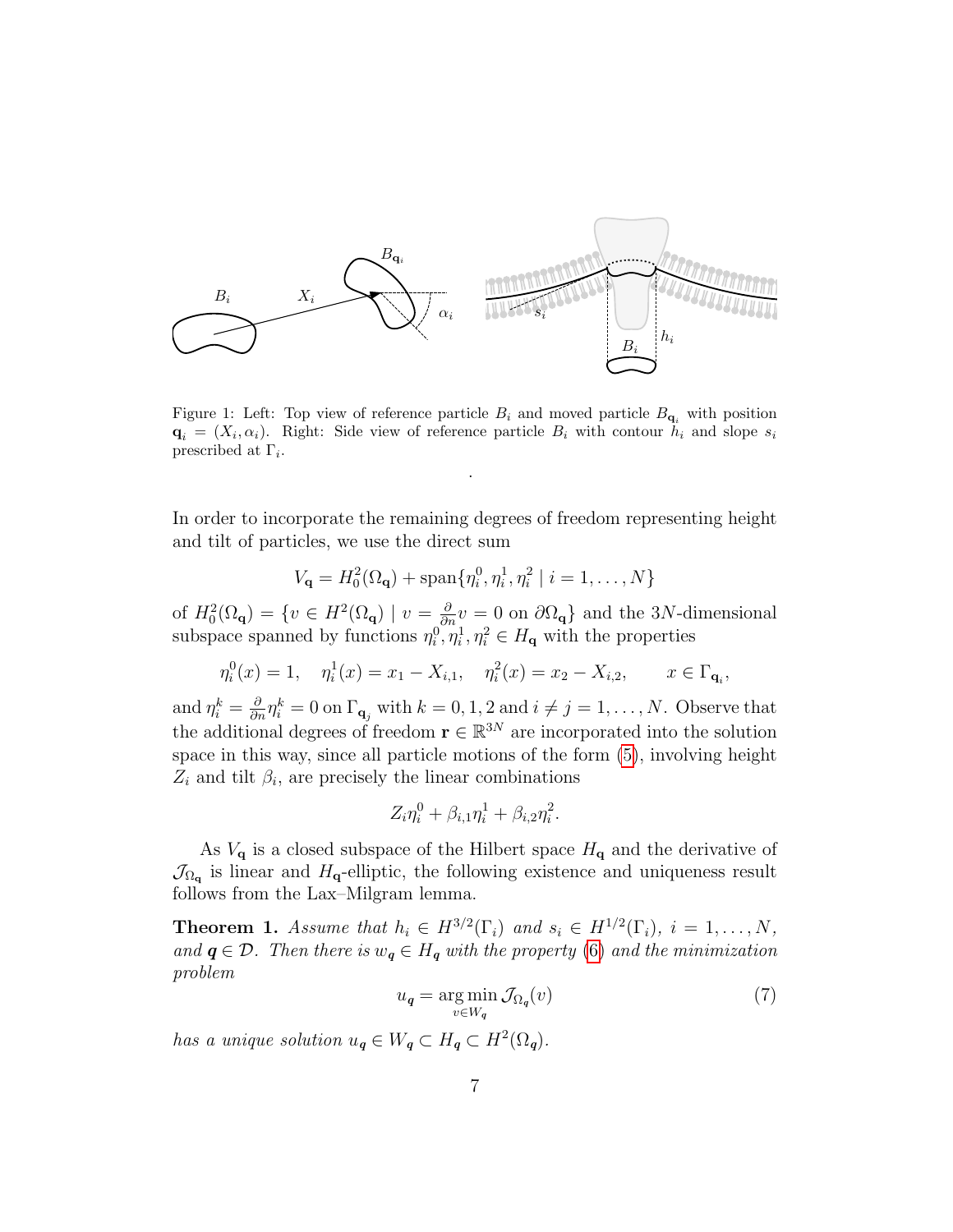Figure 1: Left: Top view of reference particle $B_i$ and moved particle $B_{\mathbf{q}_i}$ with position $\mathbf{q}_i = (X_i, \alpha_i)$. Right: Side view of reference particle $B_i$ with contour $h_i$ and slope $s_i$ prescribed at $\Gamma_i$.

In order to incorporate the remaining degrees of freedom representing height and tilt of particles, we use the direct sum

$$V_{\mathbf{q}} = H_0^2(\Omega_{\mathbf{q}}) + \operatorname{span}\{\eta_i^0, \eta_i^1, \eta_i^2 \mid i = 1, \dots, N\}$$

of $H_0^2(\Omega_{\mathbf{q}}) = \{v \in H^2(\Omega_{\mathbf{q}}) \mid v = \frac{\partial}{\partial n} v = 0 \text{ on } \partial\Omega_{\mathbf{q}}\}$ and the $3N$-dimensional subspace spanned by functions $\eta_i^0, \eta_i^1, \eta_i^2 \in H_{\mathbf{q}}$ with the properties

$$\eta_i^0(x) = 1, \quad \eta_i^1(x) = x_1 - X_{i,1}, \quad \eta_i^2(x) = x_2 - X_{i,2}, \qquad x \in \Gamma_{\mathbf{q}_i},$$

and $\eta_i^k = \frac{\partial}{\partial n} \eta_i^k = 0$ on $\Gamma_{\mathbf{q}_j}$ with $k = 0, 1, 2$ and $i \neq j = 1, \dots, N$. Observe that the additional degrees of freedom $\mathbf{r} \in \mathbb{R}^{3N}$ are incorporated into the solution space in this way, since all particle motions of the form (5), involving height $Z_i$ and tilt $\beta_i$, are precisely the linear combinations

$$Z_i \eta_i^0 + \beta_{i,1} \eta_i^1 + \beta_{i,2} \eta_i^2.$$

As $V_{\mathbf{q}}$ is a closed subspace of the Hilbert space $H_{\mathbf{q}}$ and the derivative of $\mathcal{J}_{\Omega_{\mathbf{q}}}$ is linear and $H_{\mathbf{q}}$-elliptic, the following existence and uniqueness result follows from the Lax–Milgram lemma.

**Theorem 1.** *Assume that $h_i \in H^{3/2}(\Gamma_i)$ and $s_i \in H^{1/2}(\Gamma_i)$, $i = 1, \dots, N$, and $\boldsymbol{q} \in \mathcal{D}$. Then there is $w_{\boldsymbol{q}} \in H_{\boldsymbol{q}}$ with the property (6) and the minimization problem*

$$u_{\boldsymbol{q}} = \operatorname*{arg\,min}_{v \in W_{\boldsymbol{q}}} \mathcal{J}_{\Omega_{\boldsymbol{q}}}(v) \tag{7}$$

*has a unique solution $u_{\boldsymbol{q}} \in W_{\boldsymbol{q}} \subset H_{\boldsymbol{q}} \subset H^2(\Omega_{\boldsymbol{q}})$.*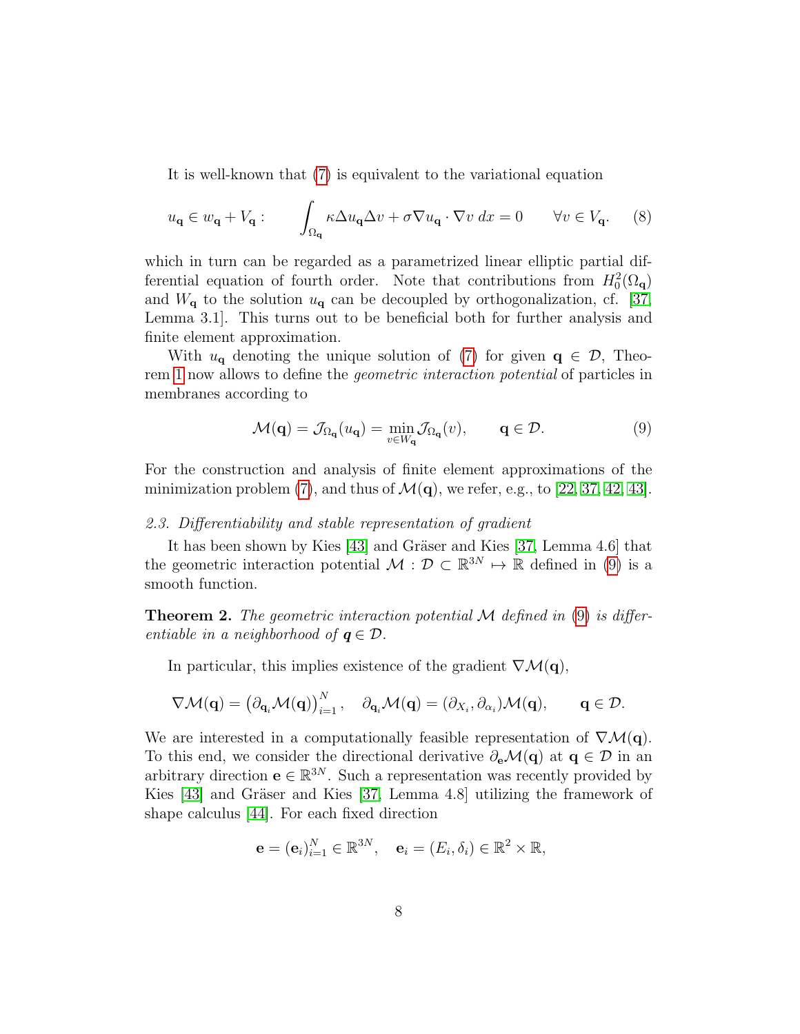It is well-known that (7) is equivalent to the variational equation

$$u_{\mathbf{q}} \in w_{\mathbf{q}} + V_{\mathbf{q}}: \qquad \int_{\Omega_{\mathbf{q}}} \kappa \Delta u_{\mathbf{q}} \Delta v + \sigma \nabla u_{\mathbf{q}} \cdot \nabla v \, dx = 0 \qquad \forall v \in V_{\mathbf{q}}. \tag{8}$$

which in turn can be regarded as a parametrized linear elliptic partial differential equation of fourth order. Note that contributions from $H_0^2(\Omega_{\mathbf{q}})$ and $W_{\mathbf{q}}$ to the solution $u_{\mathbf{q}}$ can be decoupled by orthogonalization, cf. [37, Lemma 3.1]. This turns out to be beneficial both for further analysis and finite element approximation.

With $u_{\mathbf{q}}$ denoting the unique solution of (7) for given $\mathbf{q} \in \mathcal{D}$, Theorem 1 now allows to define the *geometric interaction potential* of particles in membranes according to

$$\mathcal{M}(\mathbf{q}) = \mathcal{J}_{\Omega_{\mathbf{q}}}(u_{\mathbf{q}}) = \min_{v \in W_{\mathbf{q}}} \mathcal{J}_{\Omega_{\mathbf{q}}}(v), \qquad \mathbf{q} \in \mathcal{D}. \tag{9}$$

For the construction and analysis of finite element approximations of the minimization problem (7), and thus of $\mathcal{M}(\mathbf{q})$, we refer, e.g., to [22, 37, 42, 43].

### 2.3. Differentiability and stable representation of gradient

It has been shown by Kies [43] and Gräser and Kies [37, Lemma 4.6] that the geometric interaction potential $\mathcal{M} : \mathcal{D} \subset \mathbb{R}^{3N} \mapsto \mathbb{R}$ defined in (9) is a smooth function.

**Theorem 2.** *The geometric interaction potential $\mathcal{M}$ defined in (9) is differentiable in a neighborhood of $\mathbf{q} \in \mathcal{D}$.*

In particular, this implies existence of the gradient $\nabla \mathcal{M}(\mathbf{q})$,

$$\nabla \mathcal{M}(\mathbf{q}) = \left(\partial_{\mathbf{q}_i} \mathcal{M}(\mathbf{q})\right)_{i=1}^N, \quad \partial_{\mathbf{q}_i} \mathcal{M}(\mathbf{q}) = (\partial_{X_i}, \partial_{\alpha_i}) \mathcal{M}(\mathbf{q}), \qquad \mathbf{q} \in \mathcal{D}.$$

We are interested in a computationally feasible representation of $\nabla \mathcal{M}(\mathbf{q})$. To this end, we consider the directional derivative $\partial_{\mathbf{e}} \mathcal{M}(\mathbf{q})$ at $\mathbf{q} \in \mathcal{D}$ in an arbitrary direction $\mathbf{e} \in \mathbb{R}^{3N}$. Such a representation was recently provided by Kies [43] and Gräser and Kies [37, Lemma 4.8] utilizing the framework of shape calculus [44]. For each fixed direction

$$\mathbf{e} = (\mathbf{e}_i)_{i=1}^N \in \mathbb{R}^{3N}, \quad \mathbf{e}_i = (E_i, \delta_i) \in \mathbb{R}^2 \times \mathbb{R},$$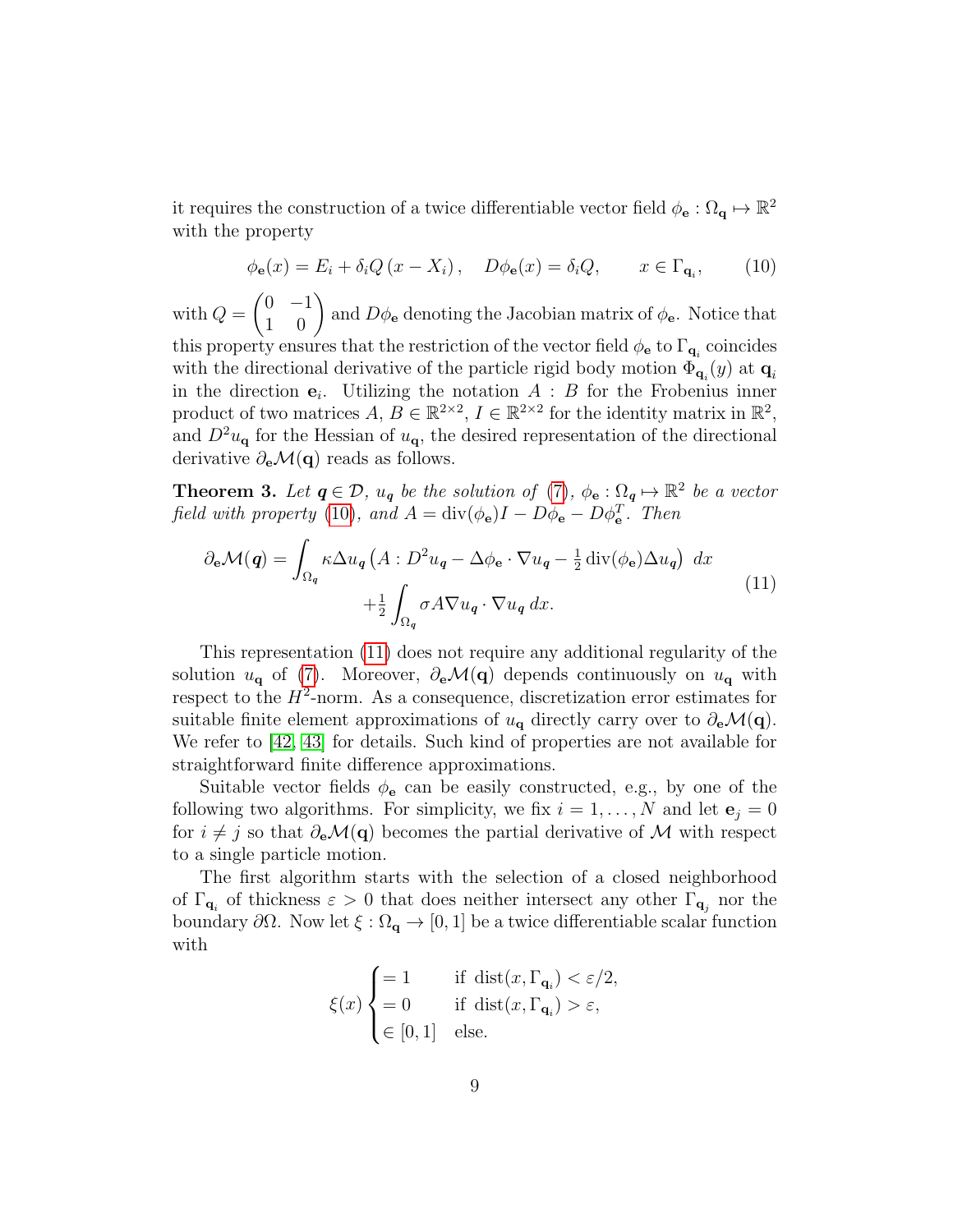it requires the construction of a twice differentiable vector field $\phi_{\mathbf{e}} : \Omega_{\mathbf{q}} \mapsto \mathbb{R}^2$ with the property

$$\phi_{\mathbf{e}}(x) = E_i + \delta_i Q\,(x - X_i)\,, \quad D\phi_{\mathbf{e}}(x) = \delta_i Q, \qquad x \in \Gamma_{\mathbf{q}_i}, \tag{10}$$

with $Q = \begin{pmatrix} 0 & -1 \\ 1 & 0 \end{pmatrix}$ and $D\phi_{\mathbf{e}}$ denoting the Jacobian matrix of $\phi_{\mathbf{e}}$. Notice that this property ensures that the restriction of the vector field $\phi_{\mathbf{e}}$ to $\Gamma_{\mathbf{q}_i}$ coincides with the directional derivative of the particle rigid body motion $\Phi_{\mathbf{q}_i}(y)$ at $\mathbf{q}_i$ in the direction $\mathbf{e}_i$. Utilizing the notation $A : B$ for the Frobenius inner product of two matrices $A, B \in \mathbb{R}^{2\times 2}$, $I \in \mathbb{R}^{2\times 2}$ for the identity matrix in $\mathbb{R}^2$, and $D^2 u_{\mathbf{q}}$ for the Hessian of $u_{\mathbf{q}}$, the desired representation of the directional derivative $\partial_{\mathbf{e}}\mathcal{M}(\mathbf{q})$ reads as follows.

**Theorem 3.** *Let $\boldsymbol{q} \in \mathcal{D}$, $u_{\boldsymbol{q}}$ be the solution of (7), $\phi_{\mathbf{e}} : \Omega_{\boldsymbol{q}} \mapsto \mathbb{R}^2$ be a vector field with property (10), and $A = \operatorname{div}(\phi_{\mathbf{e}})I - D\phi_{\mathbf{e}} - D\phi_{\mathbf{e}}^T$. Then*

$$\begin{aligned}\partial_{\mathbf{e}}\mathcal{M}(\boldsymbol{q}) = \int_{\Omega_{\boldsymbol{q}}} \kappa \Delta u_{\boldsymbol{q}} \left( A : D^2 u_{\boldsymbol{q}} - \Delta\phi_{\mathbf{e}} \cdot \nabla u_{\boldsymbol{q}} - \tfrac{1}{2}\operatorname{div}(\phi_{\mathbf{e}})\Delta u_{\boldsymbol{q}} \right)\, dx \\ + \tfrac{1}{2} \int_{\Omega_{\boldsymbol{q}}} \sigma A \nabla u_{\boldsymbol{q}} \cdot \nabla u_{\boldsymbol{q}}\, dx.\end{aligned} \tag{11}$$

This representation (11) does not require any additional regularity of the solution $u_{\mathbf{q}}$ of (7). Moreover, $\partial_{\mathbf{e}}\mathcal{M}(\mathbf{q})$ depends continuously on $u_{\mathbf{q}}$ with respect to the $H^2$-norm. As a consequence, discretization error estimates for suitable finite element approximations of $u_{\mathbf{q}}$ directly carry over to $\partial_{\mathbf{e}}\mathcal{M}(\mathbf{q})$. We refer to [42, 43] for details. Such kind of properties are not available for straightforward finite difference approximations.

Suitable vector fields $\phi_{\mathbf{e}}$ can be easily constructed, e.g., by one of the following two algorithms. For simplicity, we fix $i = 1, \ldots, N$ and let $\mathbf{e}_j = 0$ for $i \neq j$ so that $\partial_{\mathbf{e}}\mathcal{M}(\mathbf{q})$ becomes the partial derivative of $\mathcal{M}$ with respect to a single particle motion.

The first algorithm starts with the selection of a closed neighborhood of $\Gamma_{\mathbf{q}_i}$ of thickness $\varepsilon > 0$ that does neither intersect any other $\Gamma_{\mathbf{q}_j}$ nor the boundary $\partial\Omega$. Now let $\xi : \Omega_{\mathbf{q}} \to [0, 1]$ be a twice differentiable scalar function with

$$\xi(x) \begin{cases} = 1 & \text{if } \operatorname{dist}(x, \Gamma_{\mathbf{q}_i}) < \varepsilon/2, \\ = 0 & \text{if } \operatorname{dist}(x, \Gamma_{\mathbf{q}_i}) > \varepsilon, \\ \in [0, 1] & \text{else.} \end{cases}$$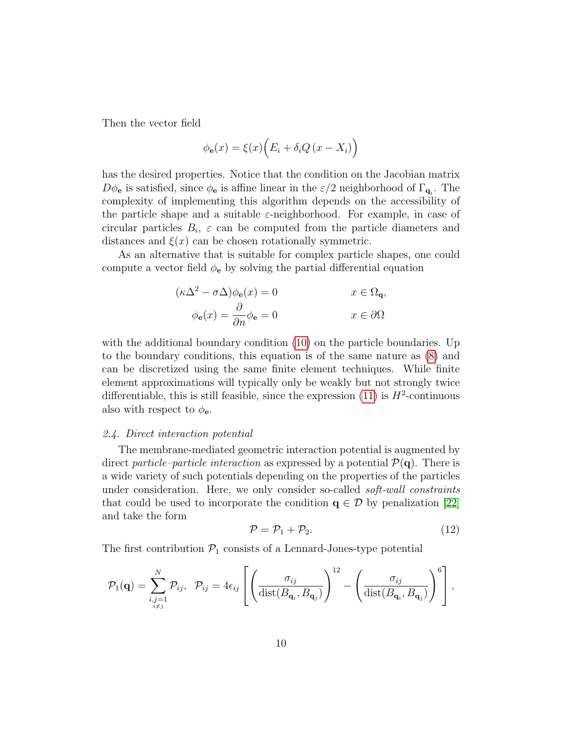Then the vector field

$$\phi_{\mathbf{e}}(x) = \xi(x)\Big(E_i + \delta_i Q\,(x - X_i)\Big)$$

has the desired properties. Notice that the condition on the Jacobian matrix $D\phi_{\mathbf{e}}$ is satisfied, since $\phi_{\mathbf{e}}$ is affine linear in the $\varepsilon/2$ neighborhood of $\Gamma_{\mathbf{q}_i}$. The complexity of implementing this algorithm depends on the accessibility of the particle shape and a suitable $\varepsilon$-neighborhood. For example, in case of circular particles $B_i$, $\varepsilon$ can be computed from the particle diameters and distances and $\xi(x)$ can be chosen rotationally symmetric.

As an alternative that is suitable for complex particle shapes, one could compute a vector field $\phi_{\mathbf{e}}$ by solving the partial differential equation

$$
\begin{aligned}
(\kappa\Delta^2 - \sigma\Delta)\phi_{\mathbf{e}}(x) &= 0 & x &\in \Omega_{\mathbf{q}}, \\
\phi_{\mathbf{e}}(x) = \frac{\partial}{\partial n}\phi_{\mathbf{e}} &= 0 & x &\in \partial\Omega
\end{aligned}
$$

with the additional boundary condition (10) on the particle boundaries. Up to the boundary conditions, this equation is of the same nature as (8) and can be discretized using the same finite element techniques. While finite element approximations will typically only be weakly but not strongly twice differentiable, this is still feasible, since the expression (11) is $H^2$-continuous also with respect to $\phi_{\mathbf{e}}$.

### 2.4. Direct interaction potential

The membrane-mediated geometric interaction potential is augmented by direct *particle–particle interaction* as expressed by a potential $\mathcal{P}(\mathbf{q})$. There is a wide variety of such potentials depending on the properties of the particles under consideration. Here, we only consider so-called *soft-wall constraints* that could be used to incorporate the condition $\mathbf{q} \in \mathcal{D}$ by penalization [22] and take the form

$$\mathcal{P} = \mathcal{P}_1 + \mathcal{P}_2. \tag{12}$$

The first contribution $\mathcal{P}_1$ consists of a Lennard-Jones-type potential

$$\mathcal{P}_1(\mathbf{q}) = \sum_{\substack{i,j=1 \\ i \neq j}}^{N} \mathcal{P}_{ij}, \quad \mathcal{P}_{ij} = 4\epsilon_{ij}\left[\left(\frac{\sigma_{ij}}{\operatorname{dist}(B_{\mathbf{q}_i}, B_{\mathbf{q}_j})}\right)^{12} - \left(\frac{\sigma_{ij}}{\operatorname{dist}(B_{\mathbf{q}_i}, B_{\mathbf{q}_j})}\right)^{6}\right],$$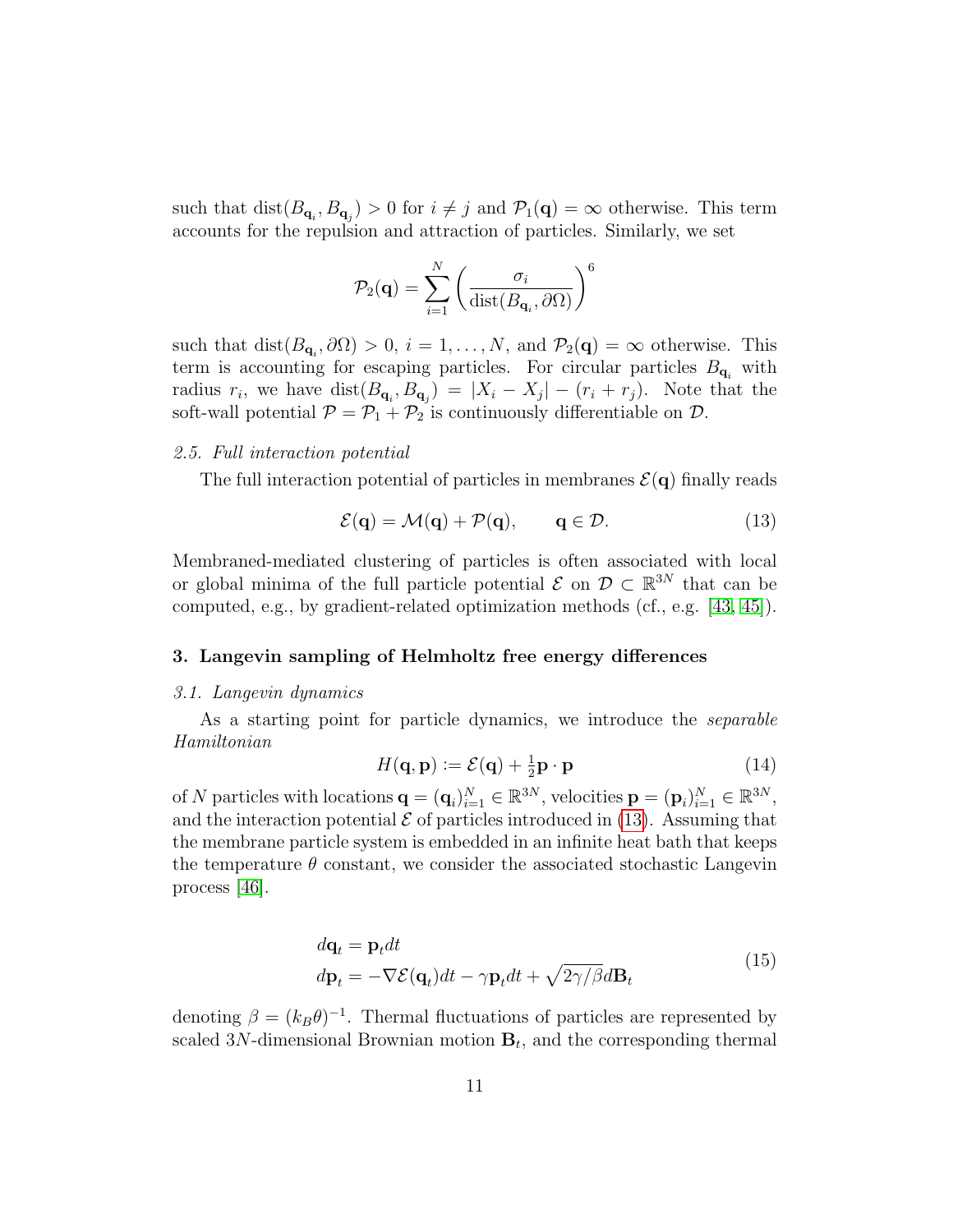such that $\mathrm{dist}(B_{\mathbf{q}_i}, B_{\mathbf{q}_j}) > 0$ for $i \neq j$ and $\mathcal{P}_1(\mathbf{q}) = \infty$ otherwise. This term accounts for the repulsion and attraction of particles. Similarly, we set

$$\mathcal{P}_2(\mathbf{q}) = \sum_{i=1}^{N} \left( \frac{\sigma_i}{\mathrm{dist}(B_{\mathbf{q}_i}, \partial\Omega)} \right)^6$$

such that $\mathrm{dist}(B_{\mathbf{q}_i}, \partial\Omega) > 0$, $i = 1, \ldots, N$, and $\mathcal{P}_2(\mathbf{q}) = \infty$ otherwise. This term is accounting for escaping particles. For circular particles $B_{\mathbf{q}_i}$ with radius $r_i$, we have $\mathrm{dist}(B_{\mathbf{q}_i}, B_{\mathbf{q}_j}) = |X_i - X_j| - (r_i + r_j)$. Note that the soft-wall potential $\mathcal{P} = \mathcal{P}_1 + \mathcal{P}_2$ is continuously differentiable on $\mathcal{D}$.

### *2.5. Full interaction potential*

The full interaction potential of particles in membranes $\mathcal{E}(\mathbf{q})$ finally reads

$$\mathcal{E}(\mathbf{q}) = \mathcal{M}(\mathbf{q}) + \mathcal{P}(\mathbf{q}), \qquad \mathbf{q} \in \mathcal{D}. \tag{13}$$

Membraned-mediated clustering of particles is often associated with local or global minima of the full particle potential $\mathcal{E}$ on $\mathcal{D} \subset \mathbb{R}^{3N}$ that can be computed, e.g., by gradient-related optimization methods (cf., e.g. [43, 45]).

## 3. Langevin sampling of Helmholtz free energy differences

### *3.1. Langevin dynamics*

As a starting point for particle dynamics, we introduce the *separable Hamiltonian*

$$H(\mathbf{q}, \mathbf{p}) := \mathcal{E}(\mathbf{q}) + \tfrac{1}{2}\mathbf{p} \cdot \mathbf{p} \tag{14}$$

of $N$ particles with locations $\mathbf{q} = (\mathbf{q}_i)_{i=1}^N \in \mathbb{R}^{3N}$, velocities $\mathbf{p} = (\mathbf{p}_i)_{i=1}^N \in \mathbb{R}^{3N}$, and the interaction potential $\mathcal{E}$ of particles introduced in (13). Assuming that the membrane particle system is embedded in an infinite heat bath that keeps the temperature $\theta$ constant, we consider the associated stochastic Langevin process [46].

$$\begin{aligned} d\mathbf{q}_t &= \mathbf{p}_t dt \\ d\mathbf{p}_t &= -\nabla \mathcal{E}(\mathbf{q}_t) dt - \gamma \mathbf{p}_t dt + \sqrt{2\gamma/\beta}\, d\mathbf{B}_t \end{aligned} \tag{15}$$

denoting $\beta = (k_B \theta)^{-1}$. Thermal fluctuations of particles are represented by scaled $3N$-dimensional Brownian motion $\mathbf{B}_t$, and the corresponding thermal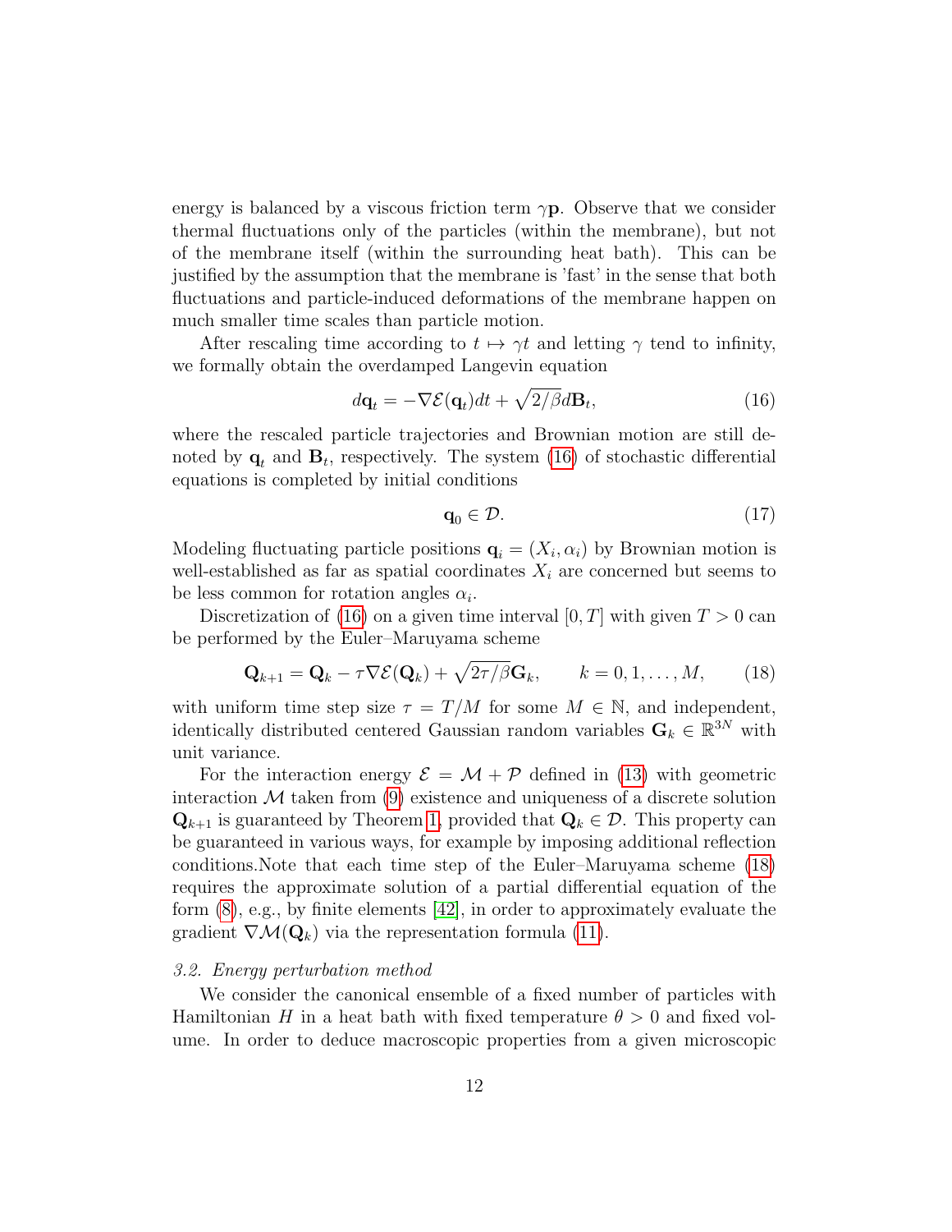energy is balanced by a viscous friction term $\gamma \mathbf{p}$. Observe that we consider thermal fluctuations only of the particles (within the membrane), but not of the membrane itself (within the surrounding heat bath). This can be justified by the assumption that the membrane is 'fast' in the sense that both fluctuations and particle-induced deformations of the membrane happen on much smaller time scales than particle motion.

After rescaling time according to $t \mapsto \gamma t$ and letting $\gamma$ tend to infinity, we formally obtain the overdamped Langevin equation

$$d\mathbf{q}_t = -\nabla \mathcal{E}(\mathbf{q}_t)dt + \sqrt{2/\beta}\, d\mathbf{B}_t, \tag{16}$$

where the rescaled particle trajectories and Brownian motion are still denoted by $\mathbf{q}_t$ and $\mathbf{B}_t$, respectively. The system (16) of stochastic differential equations is completed by initial conditions

$$\mathbf{q}_0 \in \mathcal{D}. \tag{17}$$

Modeling fluctuating particle positions $\mathbf{q}_i = (X_i, \alpha_i)$ by Brownian motion is well-established as far as spatial coordinates $X_i$ are concerned but seems to be less common for rotation angles $\alpha_i$.

Discretization of (16) on a given time interval $[0, T]$ with given $T > 0$ can be performed by the Euler–Maruyama scheme

$$\mathbf{Q}_{k+1} = \mathbf{Q}_k - \tau \nabla \mathcal{E}(\mathbf{Q}_k) + \sqrt{2\tau/\beta}\, \mathbf{G}_k, \qquad k = 0, 1, \dots, M, \tag{18}$$

with uniform time step size $\tau = T/M$ for some $M \in \mathbb{N}$, and independent, identically distributed centered Gaussian random variables $\mathbf{G}_k \in \mathbb{R}^{3N}$ with unit variance.

For the interaction energy $\mathcal{E} = \mathcal{M} + \mathcal{P}$ defined in (13) with geometric interaction $\mathcal{M}$ taken from (9) existence and uniqueness of a discrete solution $\mathbf{Q}_{k+1}$ is guaranteed by Theorem 1, provided that $\mathbf{Q}_k \in \mathcal{D}$. This property can be guaranteed in various ways, for example by imposing additional reflection conditions.Note that each time step of the Euler–Maruyama scheme (18) requires the approximate solution of a partial differential equation of the form (8), e.g., by finite elements [42], in order to approximately evaluate the gradient $\nabla \mathcal{M}(\mathbf{Q}_k)$ via the representation formula (11).

### *3.2. Energy perturbation method*

We consider the canonical ensemble of a fixed number of particles with Hamiltonian $H$ in a heat bath with fixed temperature $\theta > 0$ and fixed volume. In order to deduce macroscopic properties from a given microscopic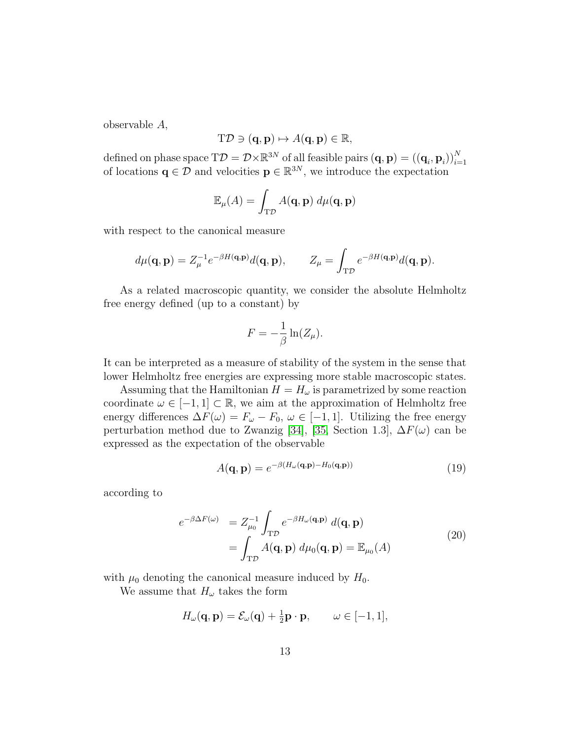observable $A$,

$$\mathrm{T}\mathcal{D} \ni (\mathbf{q}, \mathbf{p}) \mapsto A(\mathbf{q}, \mathbf{p}) \in \mathbb{R},$$

defined on phase space $\mathrm{T}\mathcal{D} = \mathcal{D} \times \mathbb{R}^{3N}$ of all feasible pairs $(\mathbf{q}, \mathbf{p}) = ((\mathbf{q}_i, \mathbf{p}_i))_{i=1}^N$ of locations $\mathbf{q} \in \mathcal{D}$ and velocities $\mathbf{p} \in \mathbb{R}^{3N}$, we introduce the expectation

$$\mathbb{E}_\mu(A) = \int_{\mathrm{T}\mathcal{D}} A(\mathbf{q}, \mathbf{p}) \; d\mu(\mathbf{q}, \mathbf{p})$$

with respect to the canonical measure

$$d\mu(\mathbf{q}, \mathbf{p}) = Z_\mu^{-1} e^{-\beta H(\mathbf{q}, \mathbf{p})} d(\mathbf{q}, \mathbf{p}), \qquad Z_\mu = \int_{\mathrm{T}\mathcal{D}} e^{-\beta H(\mathbf{q}, \mathbf{p})} d(\mathbf{q}, \mathbf{p}).$$

As a related macroscopic quantity, we consider the absolute Helmholtz free energy defined (up to a constant) by

$$F = -\frac{1}{\beta} \ln(Z_\mu).$$

It can be interpreted as a measure of stability of the system in the sense that lower Helmholtz free energies are expressing more stable macroscopic states.

Assuming that the Hamiltonian $H = H_\omega$ is parametrized by some reaction coordinate $\omega \in [-1, 1] \subset \mathbb{R}$, we aim at the approximation of Helmholtz free energy differences $\Delta F(\omega) = F_\omega - F_0$, $\omega \in [-1, 1]$. Utilizing the free energy perturbation method due to Zwanzig [34], [35, Section 1.3], $\Delta F(\omega)$ can be expressed as the expectation of the observable

$$A(\mathbf{q}, \mathbf{p}) = e^{-\beta(H_\omega(\mathbf{q}, \mathbf{p}) - H_0(\mathbf{q}, \mathbf{p}))} \tag{19}$$

according to

$$\begin{aligned} e^{-\beta \Delta F(\omega)} &= Z_{\mu_0}^{-1} \int_{\mathrm{T}\mathcal{D}} e^{-\beta H_\omega(\mathbf{q}, \mathbf{p})} \; d(\mathbf{q}, \mathbf{p}) \\ &= \int_{\mathrm{T}\mathcal{D}} A(\mathbf{q}, \mathbf{p}) \; d\mu_0(\mathbf{q}, \mathbf{p}) = \mathbb{E}_{\mu_0}(A) \end{aligned} \tag{20}$$

with $\mu_0$ denoting the canonical measure induced by $H_0$.

We assume that $H_\omega$ takes the form

$$H_\omega(\mathbf{q}, \mathbf{p}) = \mathcal{E}_\omega(\mathbf{q}) + \tfrac{1}{2} \mathbf{p} \cdot \mathbf{p}, \qquad \omega \in [-1, 1],$$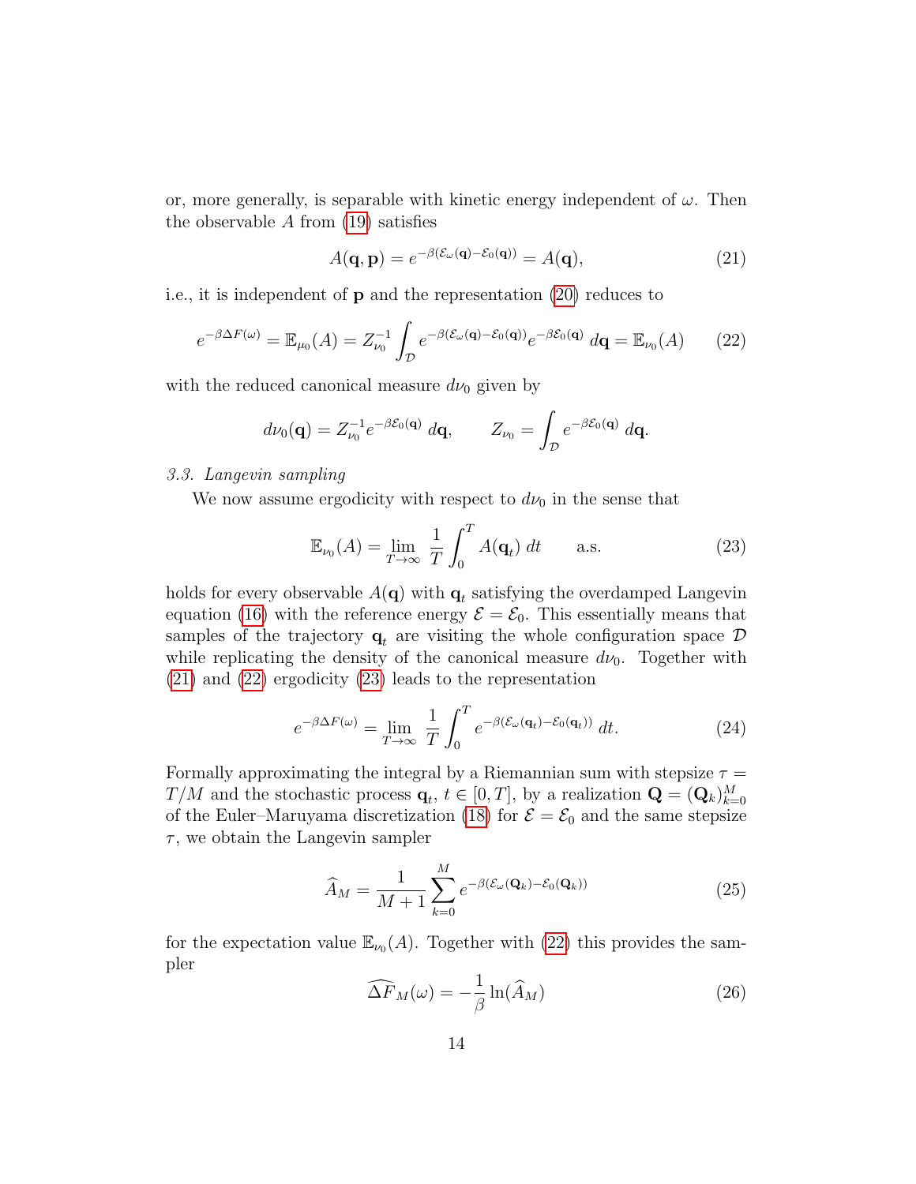or, more generally, is separable with kinetic energy independent of $\omega$. Then the observable $A$ from (19) satisfies

$$A(\mathbf{q}, \mathbf{p}) = e^{-\beta(\mathcal{E}_\omega(\mathbf{q}) - \mathcal{E}_0(\mathbf{q}))} = A(\mathbf{q}), \tag{21}$$

i.e., it is independent of $\mathbf{p}$ and the representation (20) reduces to

$$e^{-\beta \Delta F(\omega)} = \mathbb{E}_{\mu_0}(A) = Z_{\nu_0}^{-1} \int_{\mathcal{D}} e^{-\beta(\mathcal{E}_\omega(\mathbf{q}) - \mathcal{E}_0(\mathbf{q}))} e^{-\beta \mathcal{E}_0(\mathbf{q})} \, d\mathbf{q} = \mathbb{E}_{\nu_0}(A) \tag{22}$$

with the reduced canonical measure $d\nu_0$ given by

$$d\nu_0(\mathbf{q}) = Z_{\nu_0}^{-1} e^{-\beta \mathcal{E}_0(\mathbf{q})} \, d\mathbf{q}, \qquad Z_{\nu_0} = \int_{\mathcal{D}} e^{-\beta \mathcal{E}_0(\mathbf{q})} \, d\mathbf{q}.$$

### 3.3. Langevin sampling

We now assume ergodicity with respect to $d\nu_0$ in the sense that

$$\mathbb{E}_{\nu_0}(A) = \lim_{T \to \infty} \frac{1}{T} \int_0^T A(\mathbf{q}_t) \, dt \qquad \text{a.s.} \tag{23}$$

holds for every observable $A(\mathbf{q})$ with $\mathbf{q}_t$ satisfying the overdamped Langevin equation (16) with the reference energy $\mathcal{E} = \mathcal{E}_0$. This essentially means that samples of the trajectory $\mathbf{q}_t$ are visiting the whole configuration space $\mathcal{D}$ while replicating the density of the canonical measure $d\nu_0$. Together with (21) and (22) ergodicity (23) leads to the representation

$$e^{-\beta \Delta F(\omega)} = \lim_{T \to \infty} \frac{1}{T} \int_0^T e^{-\beta(\mathcal{E}_\omega(\mathbf{q}_t) - \mathcal{E}_0(\mathbf{q}_t))} \, dt. \tag{24}$$

Formally approximating the integral by a Riemannian sum with stepsize $\tau = T/M$ and the stochastic process $\mathbf{q}_t$, $t \in [0, T]$, by a realization $\mathbf{Q} = (\mathbf{Q}_k)_{k=0}^M$ of the Euler–Maruyama discretization (18) for $\mathcal{E} = \mathcal{E}_0$ and the same stepsize $\tau$, we obtain the Langevin sampler

$$\widehat{A}_M = \frac{1}{M+1} \sum_{k=0}^{M} e^{-\beta(\mathcal{E}_\omega(\mathbf{Q}_k) - \mathcal{E}_0(\mathbf{Q}_k))} \tag{25}$$

for the expectation value $\mathbb{E}_{\nu_0}(A)$. Together with (22) this provides the sampler

$$\widehat{\Delta F}_M(\omega) = -\frac{1}{\beta} \ln(\widehat{A}_M) \tag{26}$$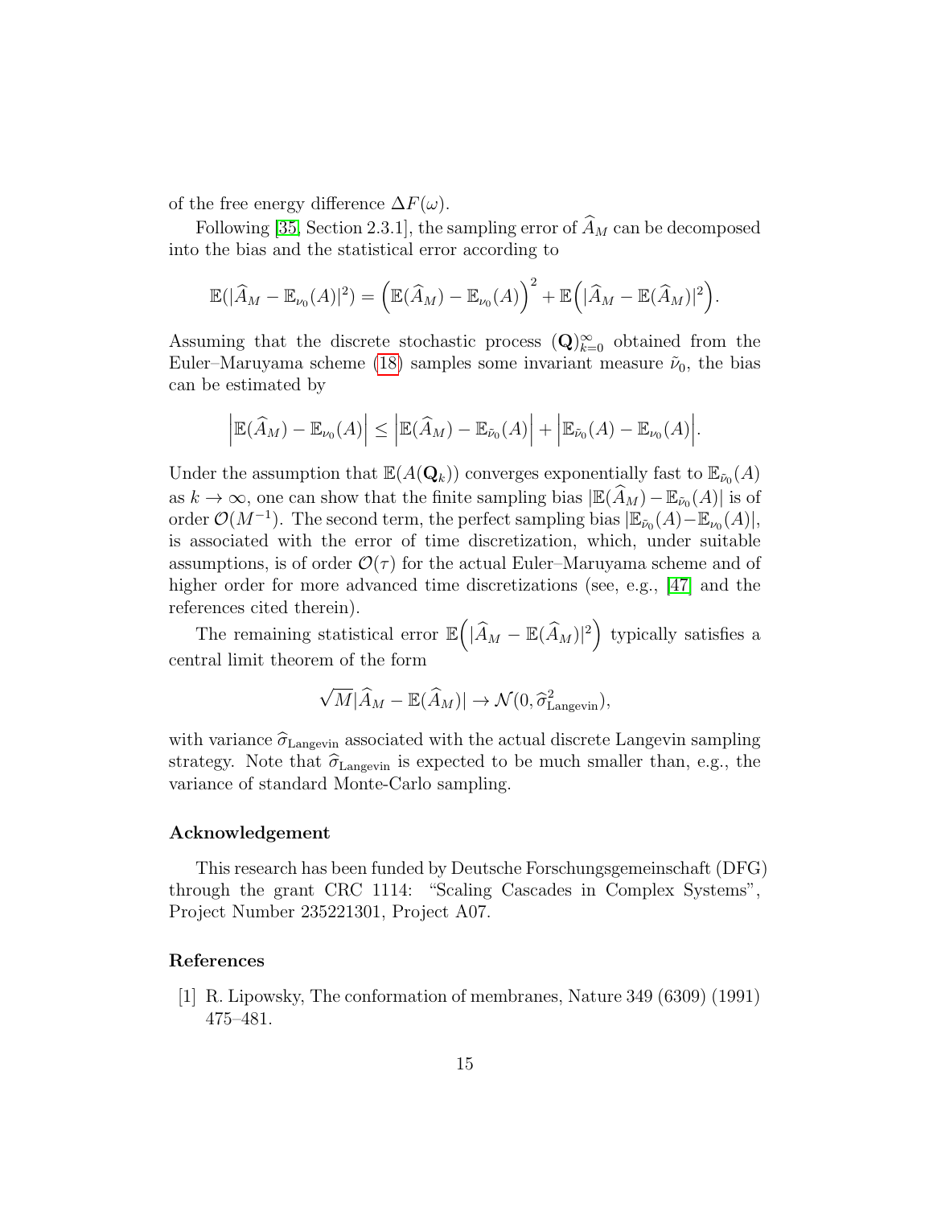of the free energy difference $\Delta F(\omega)$.

Following [35, Section 2.3.1], the sampling error of $\widehat{A}_M$ can be decomposed into the bias and the statistical error according to

$$\mathbb{E}(|\widehat{A}_M - \mathbb{E}_{\nu_0}(A)|^2) = \Big(\mathbb{E}(\widehat{A}_M) - \mathbb{E}_{\nu_0}(A)\Big)^2 + \mathbb{E}\Big(|\widehat{A}_M - \mathbb{E}(\widehat{A}_M)|^2\Big).$$

Assuming that the discrete stochastic process $(\mathbf{Q})_{k=0}^{\infty}$ obtained from the Euler–Maruyama scheme (18) samples some invariant measure $\tilde{\nu}_0$, the bias can be estimated by

$$\Big|\mathbb{E}(\widehat{A}_M) - \mathbb{E}_{\nu_0}(A)\Big| \leq \Big|\mathbb{E}(\widehat{A}_M) - \mathbb{E}_{\tilde{\nu}_0}(A)\Big| + \Big|\mathbb{E}_{\tilde{\nu}_0}(A) - \mathbb{E}_{\nu_0}(A)\Big|.$$

Under the assumption that $\mathbb{E}(A(\mathbf{Q}_k))$ converges exponentially fast to $\mathbb{E}_{\tilde{\nu}_0}(A)$ as $k \to \infty$, one can show that the finite sampling bias $|\mathbb{E}(\widehat{A}_M) - \mathbb{E}_{\tilde{\nu}_0}(A)|$ is of order $\mathcal{O}(M^{-1})$. The second term, the perfect sampling bias $|\mathbb{E}_{\tilde{\nu}_0}(A) - \mathbb{E}_{\nu_0}(A)|$, is associated with the error of time discretization, which, under suitable assumptions, is of order $\mathcal{O}(\tau)$ for the actual Euler–Maruyama scheme and of higher order for more advanced time discretizations (see, e.g., [47] and the references cited therein).

The remaining statistical error $\mathbb{E}\Big(|\widehat{A}_M - \mathbb{E}(\widehat{A}_M)|^2\Big)$ typically satisfies a central limit theorem of the form

$$\sqrt{M}|\widehat{A}_M - \mathbb{E}(\widehat{A}_M)| \to \mathcal{N}(0, \widehat{\sigma}^2_{\text{Langevin}}),$$

with variance $\widehat{\sigma}_{\text{Langevin}}$ associated with the actual discrete Langevin sampling strategy. Note that $\widehat{\sigma}_{\text{Langevin}}$ is expected to be much smaller than, e.g., the variance of standard Monte-Carlo sampling.

## Acknowledgement

This research has been funded by Deutsche Forschungsgemeinschaft (DFG) through the grant CRC 1114: "Scaling Cascades in Complex Systems", Project Number 235221301, Project A07.

## References

[1] R. Lipowsky, The conformation of membranes, Nature 349 (6309) (1991) 475–481.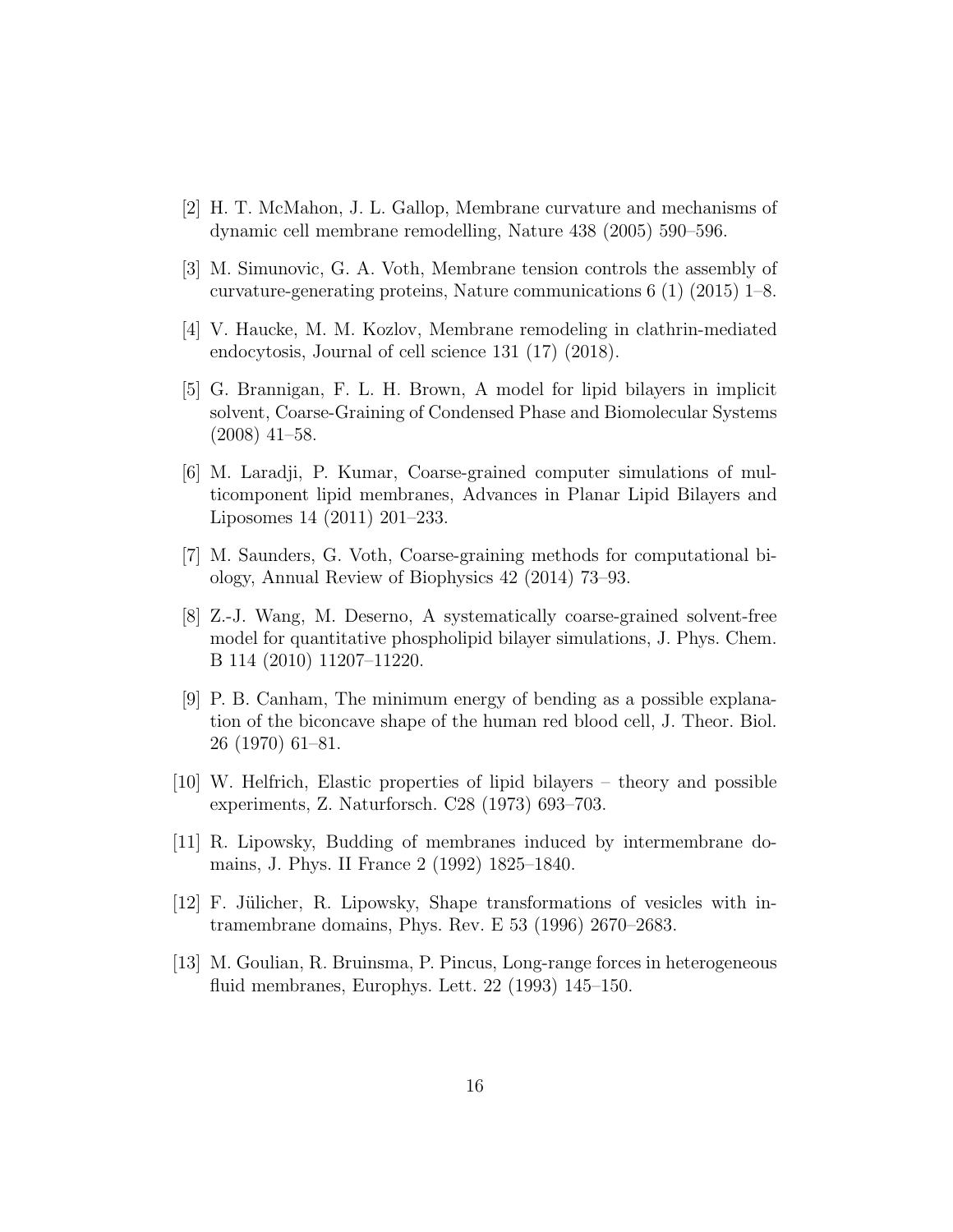[2] H. T. McMahon, J. L. Gallop, Membrane curvature and mechanisms of dynamic cell membrane remodelling, Nature 438 (2005) 590–596.

[3] M. Simunovic, G. A. Voth, Membrane tension controls the assembly of curvature-generating proteins, Nature communications 6 (1) (2015) 1–8.

[4] V. Haucke, M. M. Kozlov, Membrane remodeling in clathrin-mediated endocytosis, Journal of cell science 131 (17) (2018).

[5] G. Brannigan, F. L. H. Brown, A model for lipid bilayers in implicit solvent, Coarse-Graining of Condensed Phase and Biomolecular Systems (2008) 41–58.

[6] M. Laradji, P. Kumar, Coarse-grained computer simulations of multicomponent lipid membranes, Advances in Planar Lipid Bilayers and Liposomes 14 (2011) 201–233.

[7] M. Saunders, G. Voth, Coarse-graining methods for computational biology, Annual Review of Biophysics 42 (2014) 73–93.

[8] Z.-J. Wang, M. Deserno, A systematically coarse-grained solvent-free model for quantitative phospholipid bilayer simulations, J. Phys. Chem. B 114 (2010) 11207–11220.

[9] P. B. Canham, The minimum energy of bending as a possible explanation of the biconcave shape of the human red blood cell, J. Theor. Biol. 26 (1970) 61–81.

[10] W. Helfrich, Elastic properties of lipid bilayers – theory and possible experiments, Z. Naturforsch. C28 (1973) 693–703.

[11] R. Lipowsky, Budding of membranes induced by intermembrane domains, J. Phys. II France 2 (1992) 1825–1840.

[12] F. Jülicher, R. Lipowsky, Shape transformations of vesicles with intramembrane domains, Phys. Rev. E 53 (1996) 2670–2683.

[13] M. Goulian, R. Bruinsma, P. Pincus, Long-range forces in heterogeneous fluid membranes, Europhys. Lett. 22 (1993) 145–150.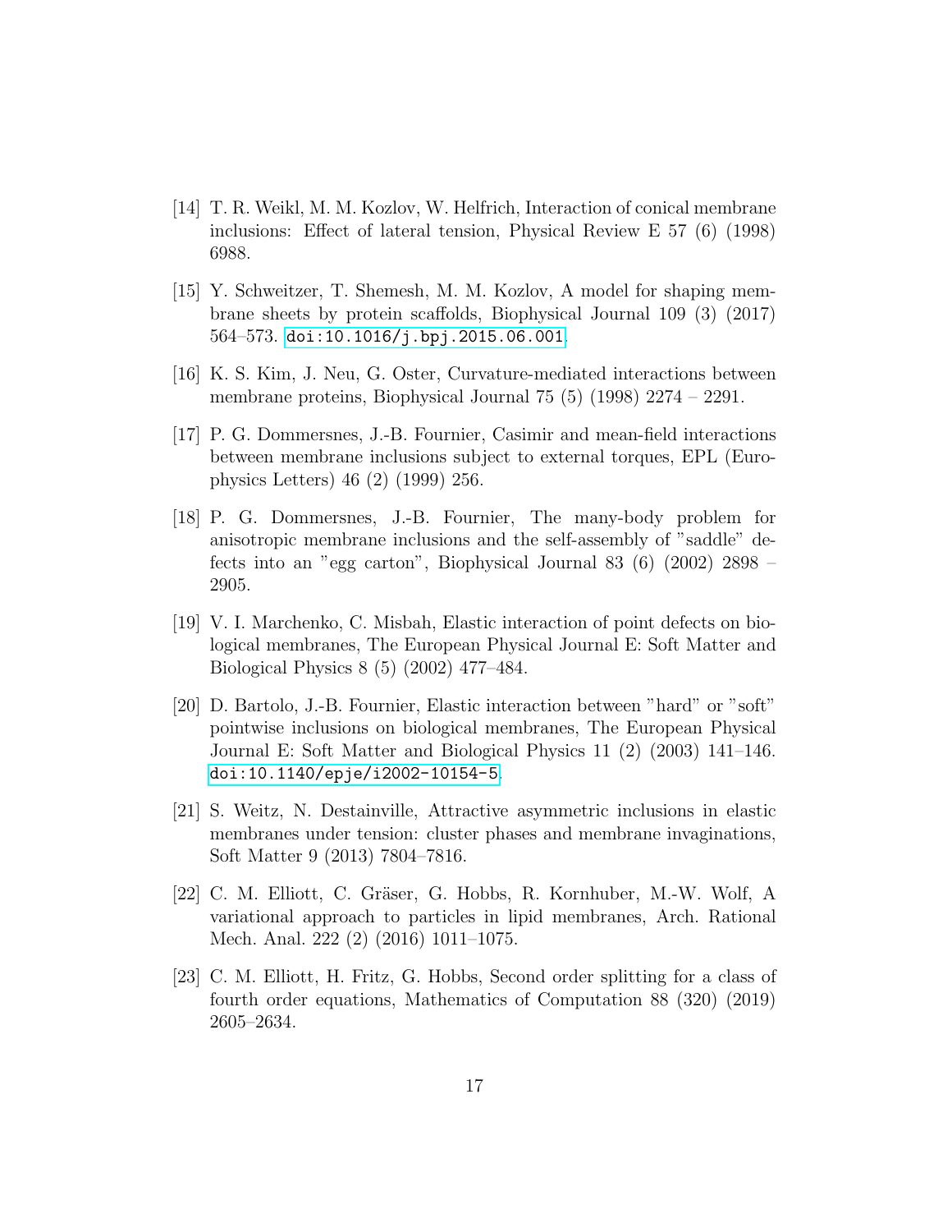[14] T. R. Weikl, M. M. Kozlov, W. Helfrich, Interaction of conical membrane inclusions: Effect of lateral tension, Physical Review E 57 (6) (1998) 6988.

[15] Y. Schweitzer, T. Shemesh, M. M. Kozlov, A model for shaping membrane sheets by protein scaffolds, Biophysical Journal 109 (3) (2017) 564–573. doi:10.1016/j.bpj.2015.06.001.

[16] K. S. Kim, J. Neu, G. Oster, Curvature-mediated interactions between membrane proteins, Biophysical Journal 75 (5) (1998) 2274 – 2291.

[17] P. G. Dommersnes, J.-B. Fournier, Casimir and mean-field interactions between membrane inclusions subject to external torques, EPL (Europhysics Letters) 46 (2) (1999) 256.

[18] P. G. Dommersnes, J.-B. Fournier, The many-body problem for anisotropic membrane inclusions and the self-assembly of "saddle" defects into an "egg carton", Biophysical Journal 83 (6) (2002) 2898 – 2905.

[19] V. I. Marchenko, C. Misbah, Elastic interaction of point defects on biological membranes, The European Physical Journal E: Soft Matter and Biological Physics 8 (5) (2002) 477–484.

[20] D. Bartolo, J.-B. Fournier, Elastic interaction between "hard" or "soft" pointwise inclusions on biological membranes, The European Physical Journal E: Soft Matter and Biological Physics 11 (2) (2003) 141–146. doi:10.1140/epje/i2002-10154-5.

[21] S. Weitz, N. Destainville, Attractive asymmetric inclusions in elastic membranes under tension: cluster phases and membrane invaginations, Soft Matter 9 (2013) 7804–7816.

[22] C. M. Elliott, C. Gräser, G. Hobbs, R. Kornhuber, M.-W. Wolf, A variational approach to particles in lipid membranes, Arch. Rational Mech. Anal. 222 (2) (2016) 1011–1075.

[23] C. M. Elliott, H. Fritz, G. Hobbs, Second order splitting for a class of fourth order equations, Mathematics of Computation 88 (320) (2019) 2605–2634.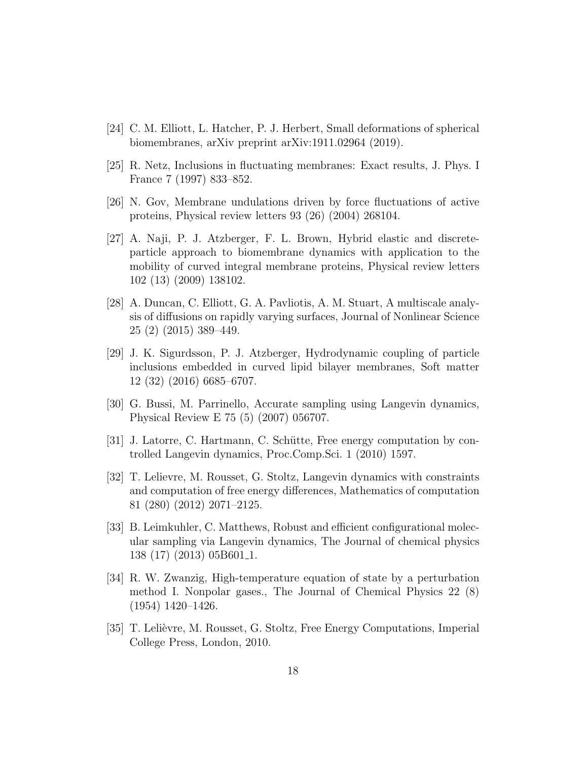[24] C. M. Elliott, L. Hatcher, P. J. Herbert, Small deformations of spherical biomembranes, arXiv preprint arXiv:1911.02964 (2019).

[25] R. Netz, Inclusions in fluctuating membranes: Exact results, J. Phys. I France 7 (1997) 833–852.

[26] N. Gov, Membrane undulations driven by force fluctuations of active proteins, Physical review letters 93 (26) (2004) 268104.

[27] A. Naji, P. J. Atzberger, F. L. Brown, Hybrid elastic and discrete-particle approach to biomembrane dynamics with application to the mobility of curved integral membrane proteins, Physical review letters 102 (13) (2009) 138102.

[28] A. Duncan, C. Elliott, G. A. Pavliotis, A. M. Stuart, A multiscale analysis of diffusions on rapidly varying surfaces, Journal of Nonlinear Science 25 (2) (2015) 389–449.

[29] J. K. Sigurdsson, P. J. Atzberger, Hydrodynamic coupling of particle inclusions embedded in curved lipid bilayer membranes, Soft matter 12 (32) (2016) 6685–6707.

[30] G. Bussi, M. Parrinello, Accurate sampling using Langevin dynamics, Physical Review E 75 (5) (2007) 056707.

[31] J. Latorre, C. Hartmann, C. Schütte, Free energy computation by controlled Langevin dynamics, Proc.Comp.Sci. 1 (2010) 1597.

[32] T. Lelievre, M. Rousset, G. Stoltz, Langevin dynamics with constraints and computation of free energy differences, Mathematics of computation 81 (280) (2012) 2071–2125.

[33] B. Leimkuhler, C. Matthews, Robust and efficient configurational molecular sampling via Langevin dynamics, The Journal of chemical physics 138 (17) (2013) 05B601_1.

[34] R. W. Zwanzig, High-temperature equation of state by a perturbation method I. Nonpolar gases., The Journal of Chemical Physics 22 (8) (1954) 1420–1426.

[35] T. Lelièvre, M. Rousset, G. Stoltz, Free Energy Computations, Imperial College Press, London, 2010.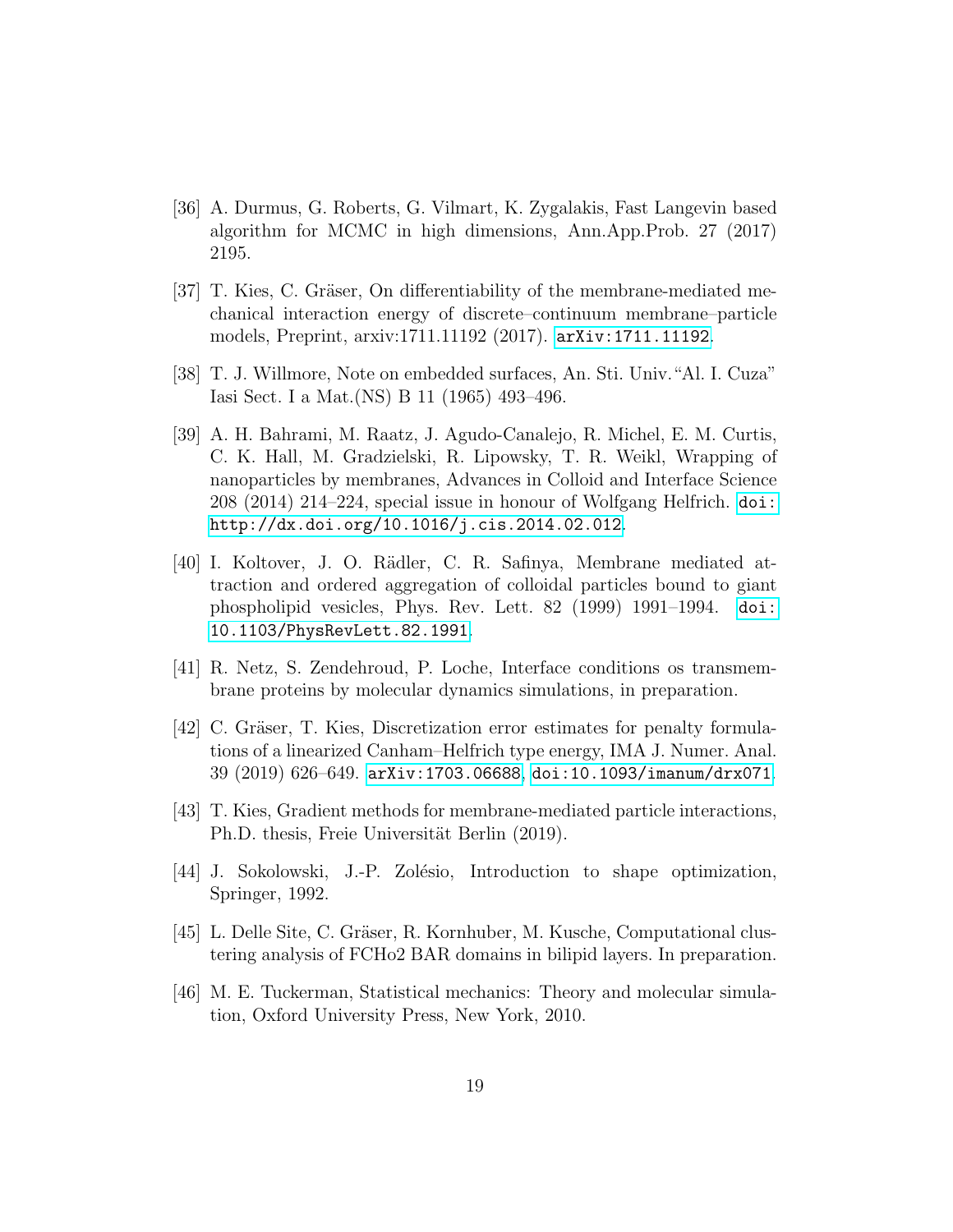[36] A. Durmus, G. Roberts, G. Vilmart, K. Zygalakis, Fast Langevin based algorithm for MCMC in high dimensions, Ann.App.Prob. 27 (2017) 2195.

[37] T. Kies, C. Gräser, On differentiability of the membrane-mediated mechanical interaction energy of discrete–continuum membrane–particle models, Preprint, arxiv:1711.11192 (2017). arXiv:1711.11192.

[38] T. J. Willmore, Note on embedded surfaces, An. Sti. Univ.“Al. I. Cuza” Iasi Sect. I a Mat.(NS) B 11 (1965) 493–496.

[39] A. H. Bahrami, M. Raatz, J. Agudo-Canalejo, R. Michel, E. M. Curtis, C. K. Hall, M. Gradzielski, R. Lipowsky, T. R. Weikl, Wrapping of nanoparticles by membranes, Advances in Colloid and Interface Science 208 (2014) 214–224, special issue in honour of Wolfgang Helfrich. doi:http://dx.doi.org/10.1016/j.cis.2014.02.012.

[40] I. Koltover, J. O. Rädler, C. R. Safinya, Membrane mediated attraction and ordered aggregation of colloidal particles bound to giant phospholipid vesicles, Phys. Rev. Lett. 82 (1999) 1991–1994. doi:10.1103/PhysRevLett.82.1991.

[41] R. Netz, S. Zendehroud, P. Loche, Interface conditions os transmembrane proteins by molecular dynamics simulations, in preparation.

[42] C. Gräser, T. Kies, Discretization error estimates for penalty formulations of a linearized Canham–Helfrich type energy, IMA J. Numer. Anal. 39 (2019) 626–649. arXiv:1703.06688, doi:10.1093/imanum/drx071.

[43] T. Kies, Gradient methods for membrane-mediated particle interactions, Ph.D. thesis, Freie Universität Berlin (2019).

[44] J. Sokolowski, J.-P. Zolésio, Introduction to shape optimization, Springer, 1992.

[45] L. Delle Site, C. Gräser, R. Kornhuber, M. Kusche, Computational clustering analysis of FCHo2 BAR domains in bilipid layers. In preparation.

[46] M. E. Tuckerman, Statistical mechanics: Theory and molecular simulation, Oxford University Press, New York, 2010.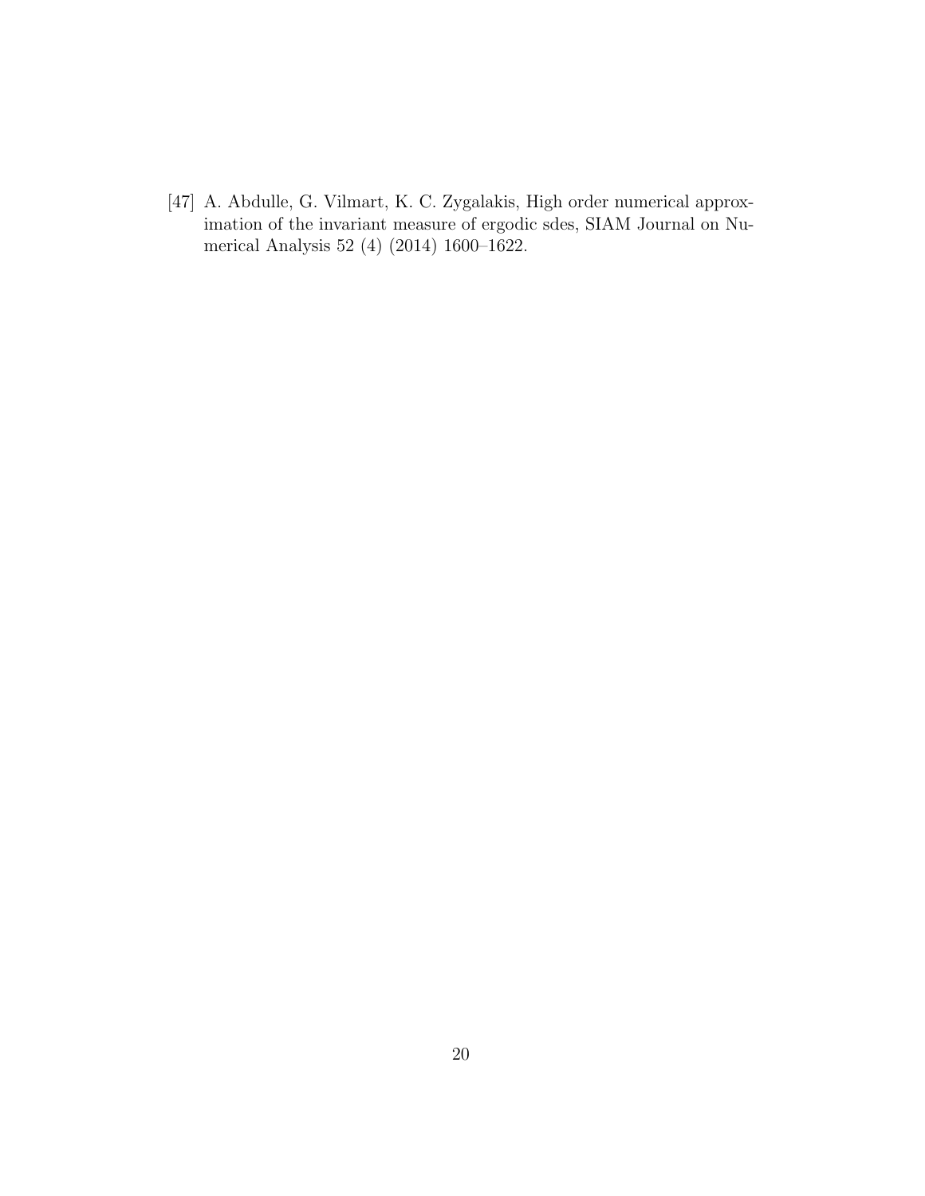[47] A. Abdulle, G. Vilmart, K. C. Zygalakis, High order numerical approximation of the invariant measure of ergodic sdes, SIAM Journal on Numerical Analysis 52 (4) (2014) 1600–1622.